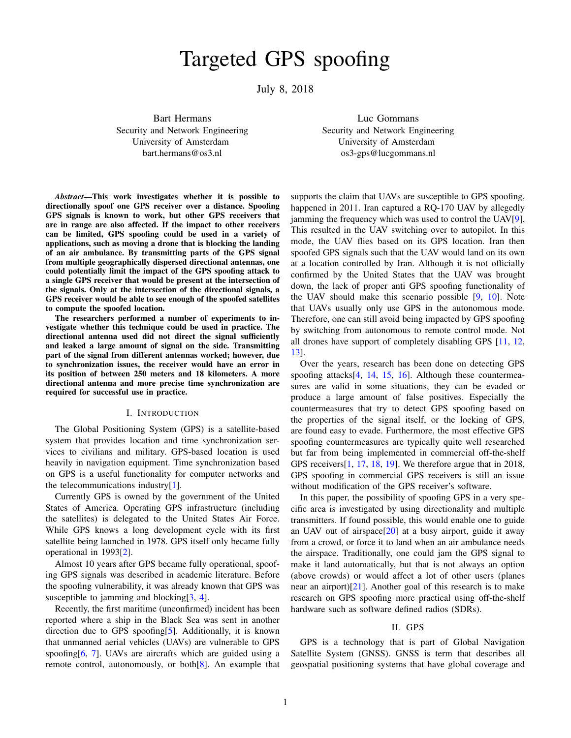# Targeted GPS spoofing

July 8, 2018

Bart Hermans
Security and Network Engineering
University of Amsterdam
bart.hermans@os3.nl

Luc Gommans
Security and Network Engineering
University of Amsterdam
os3-gps@lucgommans.nl

***Abstract*—This work investigates whether it is possible to directionally spoof one GPS receiver over a distance. Spoofing GPS signals is known to work, but other GPS receivers that are in range are also affected. If the impact to other receivers can be limited, GPS spoofing could be used in a variety of applications, such as moving a drone that is blocking the landing of an air ambulance. By transmitting parts of the GPS signal from multiple geographically dispersed directional antennas, one could potentially limit the impact of the GPS spoofing attack to a single GPS receiver that would be present at the intersection of the signals. Only at the intersection of the directional signals, a GPS receiver would be able to see enough of the spoofed satellites to compute the spoofed location.**

**The researchers performed a number of experiments to investigate whether this technique could be used in practice. The directional antenna used did not direct the signal sufficiently and leaked a large amount of signal on the side. Transmitting part of the signal from different antennas worked; however, due to synchronization issues, the receiver would have an error in its position of between 250 meters and 18 kilometers. A more directional antenna and more precise time synchronization are required for successful use in practice.**

## I. Introduction

The Global Positioning System (GPS) is a satellite-based system that provides location and time synchronization services to civilians and military. GPS-based location is used heavily in navigation equipment. Time synchronization based on GPS is a useful functionality for computer networks and the telecommunications industry[1].

Currently GPS is owned by the government of the United States of America. Operating GPS infrastructure (including the satellites) is delegated to the United States Air Force. While GPS knows a long development cycle with its first satellite being launched in 1978. GPS itself only became fully operational in 1993[2].

Almost 10 years after GPS became fully operational, spoofing GPS signals was described in academic literature. Before the spoofing vulnerability, it was already known that GPS was susceptible to jamming and blocking[3, 4].

Recently, the first maritime (unconfirmed) incident has been reported where a ship in the Black Sea was sent in another direction due to GPS spoofing[5]. Additionally, it is known that unmanned aerial vehicles (UAVs) are vulnerable to GPS spoofing[6, 7]. UAVs are aircrafts which are guided using a remote control, autonomously, or both[8]. An example that supports the claim that UAVs are susceptible to GPS spoofing, happened in 2011. Iran captured a RQ-170 UAV by allegedly jamming the frequency which was used to control the UAV[9]. This resulted in the UAV switching over to autopilot. In this mode, the UAV flies based on its GPS location. Iran then spoofed GPS signals such that the UAV would land on its own at a location controlled by Iran. Although it is not officially confirmed by the United States that the UAV was brought down, the lack of proper anti GPS spoofing functionality of the UAV should make this scenario possible [9, 10]. Note that UAVs usually only use GPS in the autonomous mode. Therefore, one can still avoid being impacted by GPS spoofing by switching from autonomous to remote control mode. Not all drones have support of completely disabling GPS [11, 12, 13].

Over the years, research has been done on detecting GPS spoofing attacks[4, 14, 15, 16]. Although these countermeasures are valid in some situations, they can be evaded or produce a large amount of false positives. Especially the countermeasures that try to detect GPS spoofing based on the properties of the signal itself, or the locking of GPS, are found easy to evade. Furthermore, the most effective GPS spoofing countermeasures are typically quite well researched but far from being implemented in commercial off-the-shelf GPS receivers[1, 17, 18, 19]. We therefore argue that in 2018, GPS spoofing in commercial GPS receivers is still an issue without modification of the GPS receiver's software.

In this paper, the possibility of spoofing GPS in a very specific area is investigated by using directionality and multiple transmitters. If found possible, this would enable one to guide an UAV out of airspace[20] at a busy airport, guide it away from a crowd, or force it to land when an air ambulance needs the airspace. Traditionally, one could jam the GPS signal to make it land automatically, but that is not always an option (above crowds) or would affect a lot of other users (planes near an airport)[21]. Another goal of this research is to make research on GPS spoofing more practical using off-the-shelf hardware such as software defined radios (SDRs).

## II. GPS

GPS is a technology that is part of Global Navigation Satellite System (GNSS). GNSS is term that describes all geospatial positioning systems that have global coverage and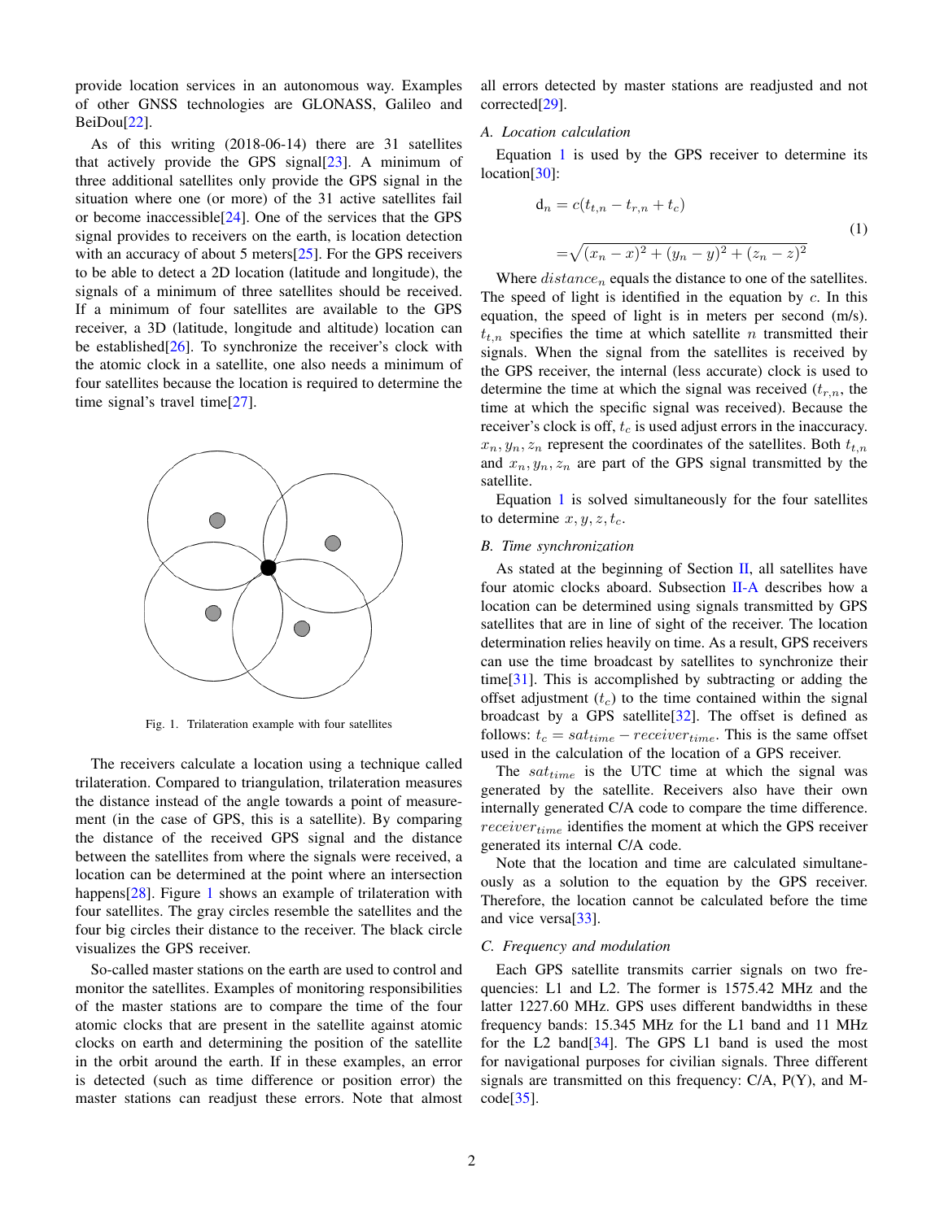provide location services in an autonomous way. Examples of other GNSS technologies are GLONASS, Galileo and BeiDou[22].

As of this writing (2018-06-14) there are 31 satellites that actively provide the GPS signal[23]. A minimum of three additional satellites only provide the GPS signal in the situation where one (or more) of the 31 active satellites fail or become inaccessible[24]. One of the services that the GPS signal provides to receivers on the earth, is location detection with an accuracy of about 5 meters[25]. For the GPS receivers to be able to detect a 2D location (latitude and longitude), the signals of a minimum of three satellites should be received. If a minimum of four satellites are available to the GPS receiver, a 3D (latitude, longitude and altitude) location can be established[26]. To synchronize the receiver's clock with the atomic clock in a satellite, one also needs a minimum of four satellites because the location is required to determine the time signal's travel time[27].

Fig. 1. Trilateration example with four satellites

The receivers calculate a location using a technique called trilateration. Compared to triangulation, trilateration measures the distance instead of the angle towards a point of measurement (in the case of GPS, this is a satellite). By comparing the distance of the received GPS signal and the distance between the satellites from where the signals were received, a location can be determined at the point where an intersection happens[28]. Figure 1 shows an example of trilateration with four satellites. The gray circles resemble the satellites and the four big circles their distance to the receiver. The black circle visualizes the GPS receiver.

So-called master stations on the earth are used to control and monitor the satellites. Examples of monitoring responsibilities of the master stations are to compare the time of the four atomic clocks that are present in the satellite against atomic clocks on earth and determining the position of the satellite in the orbit around the earth. If in these examples, an error is detected (such as time difference or position error) the master stations can readjust these errors. Note that almost all errors detected by master stations are readjusted and not corrected[29].

### A. Location calculation

Equation 1 is used by the GPS receiver to determine its location[30]:

$$
\begin{aligned}
\mathrm{d}_n &= c(t_{t,n} - t_{r,n} + t_c) \\
&= \sqrt{(x_n - x)^2 + (y_n - y)^2 + (z_n - z)^2}
\end{aligned} \tag{1}
$$

Where $distance_n$ equals the distance to one of the satellites. The speed of light is identified in the equation by $c$. In this equation, the speed of light is in meters per second (m/s). $t_{t,n}$ specifies the time at which satellite $n$ transmitted their signals. When the signal from the satellites is received by the GPS receiver, the internal (less accurate) clock is used to determine the time at which the signal was received ($t_{r,n}$, the time at which the specific signal was received). Because the receiver's clock is off, $t_c$ is used adjust errors in the inaccuracy. $x_n, y_n, z_n$ represent the coordinates of the satellites. Both $t_{t,n}$ and $x_n, y_n, z_n$ are part of the GPS signal transmitted by the satellite.

Equation 1 is solved simultaneously for the four satellites to determine $x, y, z, t_c$.

### B. Time synchronization

As stated at the beginning of Section II, all satellites have four atomic clocks aboard. Subsection II-A describes how a location can be determined using signals transmitted by GPS satellites that are in line of sight of the receiver. The location determination relies heavily on time. As a result, GPS receivers can use the time broadcast by satellites to synchronize their time[31]. This is accomplished by subtracting or adding the offset adjustment ($t_c$) to the time contained within the signal broadcast by a GPS satellite[32]. The offset is defined as follows: $t_c = sat_{time} - receiver_{time}$. This is the same offset used in the calculation of the location of a GPS receiver.

The $sat_{time}$ is the UTC time at which the signal was generated by the satellite. Receivers also have their own internally generated C/A code to compare the time difference. $receiver_{time}$ identifies the moment at which the GPS receiver generated its internal C/A code.

Note that the location and time are calculated simultaneously as a solution to the equation by the GPS receiver. Therefore, the location cannot be calculated before the time and vice versa[33].

### C. Frequency and modulation

Each GPS satellite transmits carrier signals on two frequencies: L1 and L2. The former is 1575.42 MHz and the latter 1227.60 MHz. GPS uses different bandwidths in these frequency bands: 15.345 MHz for the L1 band and 11 MHz for the L2 band[34]. The GPS L1 band is used the most for navigational purposes for civilian signals. Three different signals are transmitted on this frequency: C/A, P(Y), and M-code[35].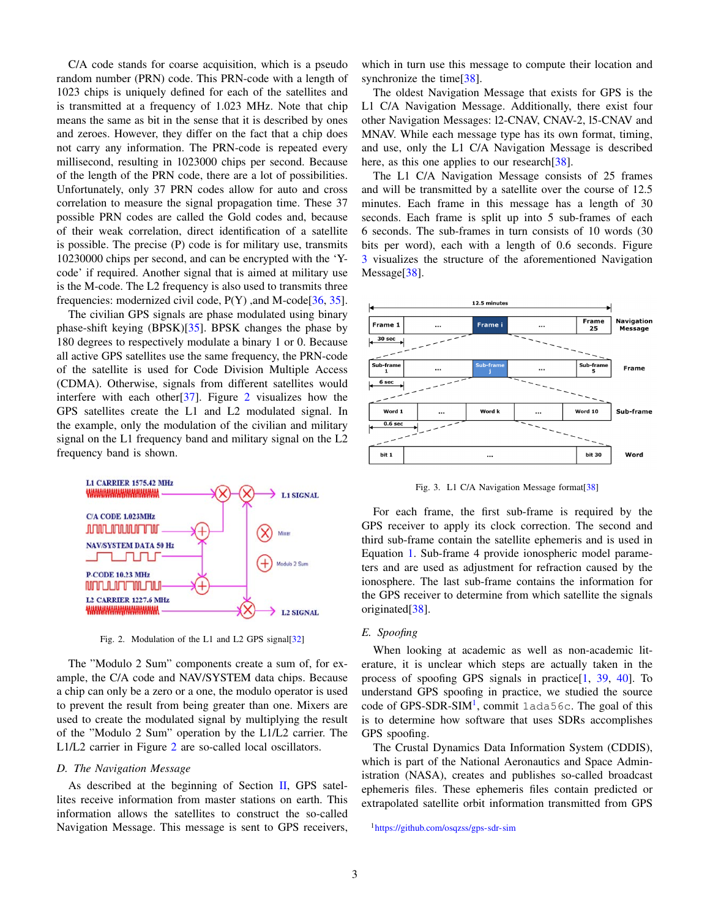C/A code stands for coarse acquisition, which is a pseudo random number (PRN) code. This PRN-code with a length of 1023 chips is uniquely defined for each of the satellites and is transmitted at a frequency of 1.023 MHz. Note that chip means the same as bit in the sense that it is described by ones and zeroes. However, they differ on the fact that a chip does not carry any information. The PRN-code is repeated every millisecond, resulting in 1023000 chips per second. Because of the length of the PRN code, there are a lot of possibilities. Unfortunately, only 37 PRN codes allow for auto and cross correlation to measure the signal propagation time. These 37 possible PRN codes are called the Gold codes and, because of their weak correlation, direct identification of a satellite is possible. The precise (P) code is for military use, transmits 10230000 chips per second, and can be encrypted with the 'Y-code' if required. Another signal that is aimed at military use is the M-code. The L2 frequency is also used to transmits three frequencies: modernized civil code, P(Y) ,and M-code[36, 35].

The civilian GPS signals are phase modulated using binary phase-shift keying (BPSK)[35]. BPSK changes the phase by 180 degrees to respectively modulate a binary 1 or 0. Because all active GPS satellites use the same frequency, the PRN-code of the satellite is used for Code Division Multiple Access (CDMA). Otherwise, signals from different satellites would interfere with each other[37]. Figure 2 visualizes how the GPS satellites create the L1 and L2 modulated signal. In the example, only the modulation of the civilian and military signal on the L1 frequency band and military signal on the L2 frequency band is shown.

Fig. 2. Modulation of the L1 and L2 GPS signal[32]

The "Modulo 2 Sum" components create a sum of, for example, the C/A code and NAV/SYSTEM data chips. Because a chip can only be a zero or a one, the modulo operator is used to prevent the result from being greater than one. Mixers are used to create the modulated signal by multiplying the result of the "Modulo 2 Sum" operation by the L1/L2 carrier. The L1/L2 carrier in Figure 2 are so-called local oscillators.

### D. The Navigation Message

As described at the beginning of Section II, GPS satellites receive information from master stations on earth. This information allows the satellites to construct the so-called Navigation Message. This message is sent to GPS receivers, which in turn use this message to compute their location and synchronize the time[38].

The oldest Navigation Message that exists for GPS is the L1 C/A Navigation Message. Additionally, there exist four other Navigation Messages: l2-CNAV, CNAV-2, l5-CNAV and MNAV. While each message type has its own format, timing, and use, only the L1 C/A Navigation Message is described here, as this one applies to our research[38].

The L1 C/A Navigation Message consists of 25 frames and will be transmitted by a satellite over the course of 12.5 minutes. Each frame in this message has a length of 30 seconds. Each frame is split up into 5 sub-frames of each 6 seconds. The sub-frames in turn consists of 10 words (30 bits per word), each with a length of 0.6 seconds. Figure 3 visualizes the structure of the aforementioned Navigation Message[38].

Fig. 3. L1 C/A Navigation Message format[38]

For each frame, the first sub-frame is required by the GPS receiver to apply its clock correction. The second and third sub-frame contain the satellite ephemeris and is used in Equation 1. Sub-frame 4 provide ionospheric model parameters and are used as adjustment for refraction caused by the ionosphere. The last sub-frame contains the information for the GPS receiver to determine from which satellite the signals originated[38].

### E. Spoofing

When looking at academic as well as non-academic literature, it is unclear which steps are actually taken in the process of spoofing GPS signals in practice[1, 39, 40]. To understand GPS spoofing in practice, we studied the source code of GPS-SDR-SIM[1], commit `1ada56c`. The goal of this is to determine how software that uses SDRs accomplishes GPS spoofing.

The Crustal Dynamics Data Information System (CDDIS), which is part of the National Aeronautics and Space Administration (NASA), creates and publishes so-called broadcast ephemeris files. These ephemeris files contain predicted or extrapolated satellite orbit information transmitted from GPS

[1] https://github.com/osqzss/gps-sdr-sim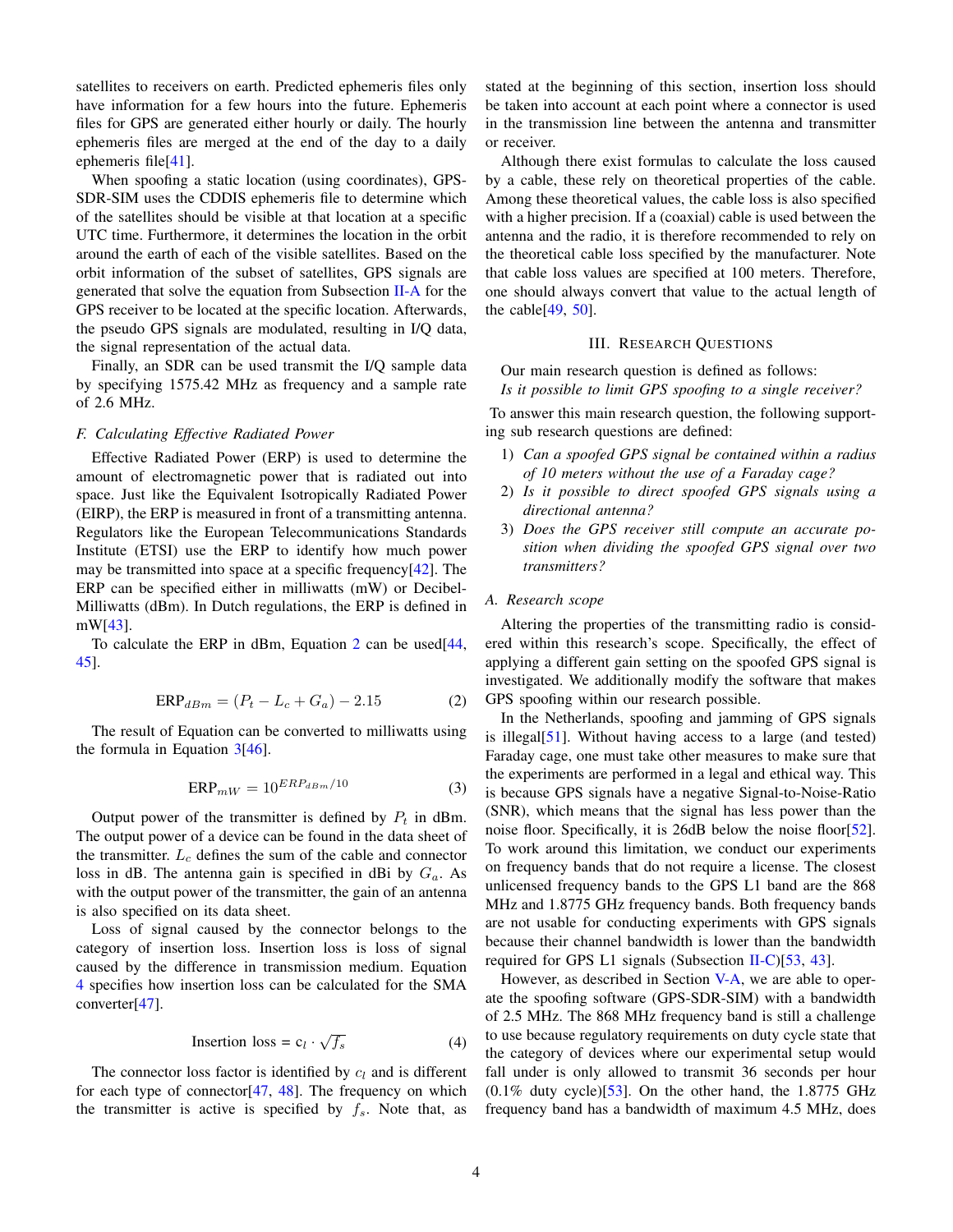satellites to receivers on earth. Predicted ephemeris files only have information for a few hours into the future. Ephemeris files for GPS are generated either hourly or daily. The hourly ephemeris files are merged at the end of the day to a daily ephemeris file[41].

When spoofing a static location (using coordinates), GPS-SDR-SIM uses the CDDIS ephemeris file to determine which of the satellites should be visible at that location at a specific UTC time. Furthermore, it determines the location in the orbit around the earth of each of the visible satellites. Based on the orbit information of the subset of satellites, GPS signals are generated that solve the equation from Subsection II-A for the GPS receiver to be located at the specific location. Afterwards, the pseudo GPS signals are modulated, resulting in I/Q data, the signal representation of the actual data.

Finally, an SDR can be used transmit the I/Q sample data by specifying 1575.42 MHz as frequency and a sample rate of 2.6 MHz.

### F. Calculating Effective Radiated Power

Effective Radiated Power (ERP) is used to determine the amount of electromagnetic power that is radiated out into space. Just like the Equivalent Isotropically Radiated Power (EIRP), the ERP is measured in front of a transmitting antenna. Regulators like the European Telecommunications Standards Institute (ETSI) use the ERP to identify how much power may be transmitted into space at a specific frequency[42]. The ERP can be specified either in milliwatts (mW) or Decibel-Milliwatts (dBm). In Dutch regulations, the ERP is defined in mW[43].

To calculate the ERP in dBm, Equation 2 can be used[44, 45].

$$\text{ERP}_{dBm} = (P_t - L_c + G_a) - 2.15 \tag{2}$$

The result of Equation can be converted to milliwatts using the formula in Equation 3[46].

$$\text{ERP}_{mW} = 10^{ERP_{dBm}/10} \tag{3}$$

Output power of the transmitter is defined by $P_t$ in dBm. The output power of a device can be found in the data sheet of the transmitter. $L_c$ defines the sum of the cable and connector loss in dB. The antenna gain is specified in dBi by $G_a$. As with the output power of the transmitter, the gain of an antenna is also specified on its data sheet.

Loss of signal caused by the connector belongs to the category of insertion loss. Insertion loss is loss of signal caused by the difference in transmission medium. Equation 4 specifies how insertion loss can be calculated for the SMA converter[47].

$$\text{Insertion loss} = c_l \cdot \sqrt{f_s} \tag{4}$$

The connector loss factor is identified by $c_l$ and is different for each type of connector[47, 48]. The frequency on which the transmitter is active is specified by $f_s$. Note that, as stated at the beginning of this section, insertion loss should be taken into account at each point where a connector is used in the transmission line between the antenna and transmitter or receiver.

Although there exist formulas to calculate the loss caused by a cable, these rely on theoretical properties of the cable. Among these theoretical values, the cable loss is also specified with a higher precision. If a (coaxial) cable is used between the antenna and the radio, it is therefore recommended to rely on the theoretical cable loss specified by the manufacturer. Note that cable loss values are specified at 100 meters. Therefore, one should always convert that value to the actual length of the cable[49, 50].

## III. Research Questions

Our main research question is defined as follows:
*Is it possible to limit GPS spoofing to a single receiver?*

To answer this main research question, the following supporting sub research questions are defined:

1) *Can a spoofed GPS signal be contained within a radius of 10 meters without the use of a Faraday cage?*
2) *Is it possible to direct spoofed GPS signals using a directional antenna?*
3) *Does the GPS receiver still compute an accurate position when dividing the spoofed GPS signal over two transmitters?*

### A. Research scope

Altering the properties of the transmitting radio is considered within this research's scope. Specifically, the effect of applying a different gain setting on the spoofed GPS signal is investigated. We additionally modify the software that makes GPS spoofing within our research possible.

In the Netherlands, spoofing and jamming of GPS signals is illegal[51]. Without having access to a large (and tested) Faraday cage, one must take other measures to make sure that the experiments are performed in a legal and ethical way. This is because GPS signals have a negative Signal-to-Noise-Ratio (SNR), which means that the signal has less power than the noise floor. Specifically, it is 26dB below the noise floor[52]. To work around this limitation, we conduct our experiments on frequency bands that do not require a license. The closest unlicensed frequency bands to the GPS L1 band are the 868 MHz and 1.8775 GHz frequency bands. Both frequency bands are not usable for conducting experiments with GPS signals because their channel bandwidth is lower than the bandwidth required for GPS L1 signals (Subsection II-C)[53, 43].

However, as described in Section V-A, we are able to operate the spoofing software (GPS-SDR-SIM) with a bandwidth of 2.5 MHz. The 868 MHz frequency band is still a challenge to use because regulatory requirements on duty cycle state that the category of devices where our experimental setup would fall under is only allowed to transmit 36 seconds per hour (0.1% duty cycle)[53]. On the other hand, the 1.8775 GHz frequency band has a bandwidth of maximum 4.5 MHz, does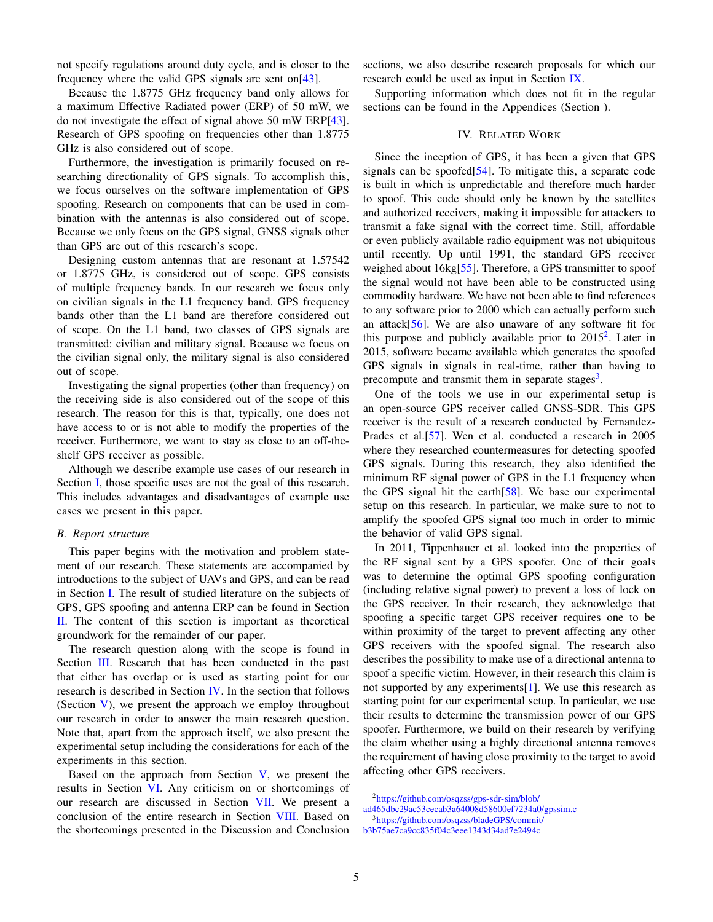not specify regulations around duty cycle, and is closer to the frequency where the valid GPS signals are sent on[43].

Because the 1.8775 GHz frequency band only allows for a maximum Effective Radiated power (ERP) of 50 mW, we do not investigate the effect of signal above 50 mW ERP[43]. Research of GPS spoofing on frequencies other than 1.8775 GHz is also considered out of scope.

Furthermore, the investigation is primarily focused on researching directionality of GPS signals. To accomplish this, we focus ourselves on the software implementation of GPS spoofing. Research on components that can be used in combination with the antennas is also considered out of scope. Because we only focus on the GPS signal, GNSS signals other than GPS are out of this research's scope.

Designing custom antennas that are resonant at 1.57542 or 1.8775 GHz, is considered out of scope. GPS consists of multiple frequency bands. In our research we focus only on civilian signals in the L1 frequency band. GPS frequency bands other than the L1 band are therefore considered out of scope. On the L1 band, two classes of GPS signals are transmitted: civilian and military signal. Because we focus on the civilian signal only, the military signal is also considered out of scope.

Investigating the signal properties (other than frequency) on the receiving side is also considered out of the scope of this research. The reason for this is that, typically, one does not have access to or is not able to modify the properties of the receiver. Furthermore, we want to stay as close to an off-the-shelf GPS receiver as possible.

Although we describe example use cases of our research in Section I, those specific uses are not the goal of this research. This includes advantages and disadvantages of example use cases we present in this paper.

### B. Report structure

This paper begins with the motivation and problem statement of our research. These statements are accompanied by introductions to the subject of UAVs and GPS, and can be read in Section I. The result of studied literature on the subjects of GPS, GPS spoofing and antenna ERP can be found in Section II. The content of this section is important as theoretical groundwork for the remainder of our paper.

The research question along with the scope is found in Section III. Research that has been conducted in the past that either has overlap or is used as starting point for our research is described in Section IV. In the section that follows (Section V), we present the approach we employ throughout our research in order to answer the main research question. Note that, apart from the approach itself, we also present the experimental setup including the considerations for each of the experiments in this section.

Based on the approach from Section V, we present the results in Section VI. Any criticism on or shortcomings of our research are discussed in Section VII. We present a conclusion of the entire research in Section VIII. Based on the shortcomings presented in the Discussion and Conclusion sections, we also describe research proposals for which our research could be used as input in Section IX.

Supporting information which does not fit in the regular sections can be found in the Appendices (Section ).

## IV. Related Work

Since the inception of GPS, it has been a given that GPS signals can be spoofed[54]. To mitigate this, a separate code is built in which is unpredictable and therefore much harder to spoof. This code should only be known by the satellites and authorized receivers, making it impossible for attackers to transmit a fake signal with the correct time. Still, affordable or even publicly available radio equipment was not ubiquitous until recently. Up until 1991, the standard GPS receiver weighed about 16kg[55]. Therefore, a GPS transmitter to spoof the signal would not have been able to be constructed using commodity hardware. We have not been able to find references to any software prior to 2000 which can actually perform such an attack[56]. We are also unaware of any software fit for this purpose and publicly available prior to 2015[2]. Later in 2015, software became available which generates the spoofed GPS signals in signals in real-time, rather than having to precompute and transmit them in separate stages[3].

One of the tools we use in our experimental setup is an open-source GPS receiver called GNSS-SDR. This GPS receiver is the result of a research conducted by Fernandez-Prades et al.[57]. Wen et al. conducted a research in 2005 where they researched countermeasures for detecting spoofed GPS signals. During this research, they also identified the minimum RF signal power of GPS in the L1 frequency when the GPS signal hit the earth[58]. We base our experimental setup on this research. In particular, we make sure to not to amplify the spoofed GPS signal too much in order to mimic the behavior of valid GPS signal.

In 2011, Tippenhauer et al. looked into the properties of the RF signal sent by a GPS spoofer. One of their goals was to determine the optimal GPS spoofing configuration (including relative signal power) to prevent a loss of lock on the GPS receiver. In their research, they acknowledge that spoofing a specific target GPS receiver requires one to be within proximity of the target to prevent affecting any other GPS receivers with the spoofed signal. The research also describes the possibility to make use of a directional antenna to spoof a specific victim. However, in their research this claim is not supported by any experiments[1]. We use this research as starting point for our experimental setup. In particular, we use their results to determine the transmission power of our GPS spoofer. Furthermore, we build on their research by verifying the claim whether using a highly directional antenna removes the requirement of having close proximity to the target to avoid affecting other GPS receivers.

[2] https://github.com/osqzss/gps-sdr-sim/blob/ad465dbc29ac53cecab3a64008d58600ef7234a0/gpssim.c

[3] https://github.com/osqzss/bladeGPS/commit/b3b75ae7ca9cc835f04c3eee1343d34ad7e2494c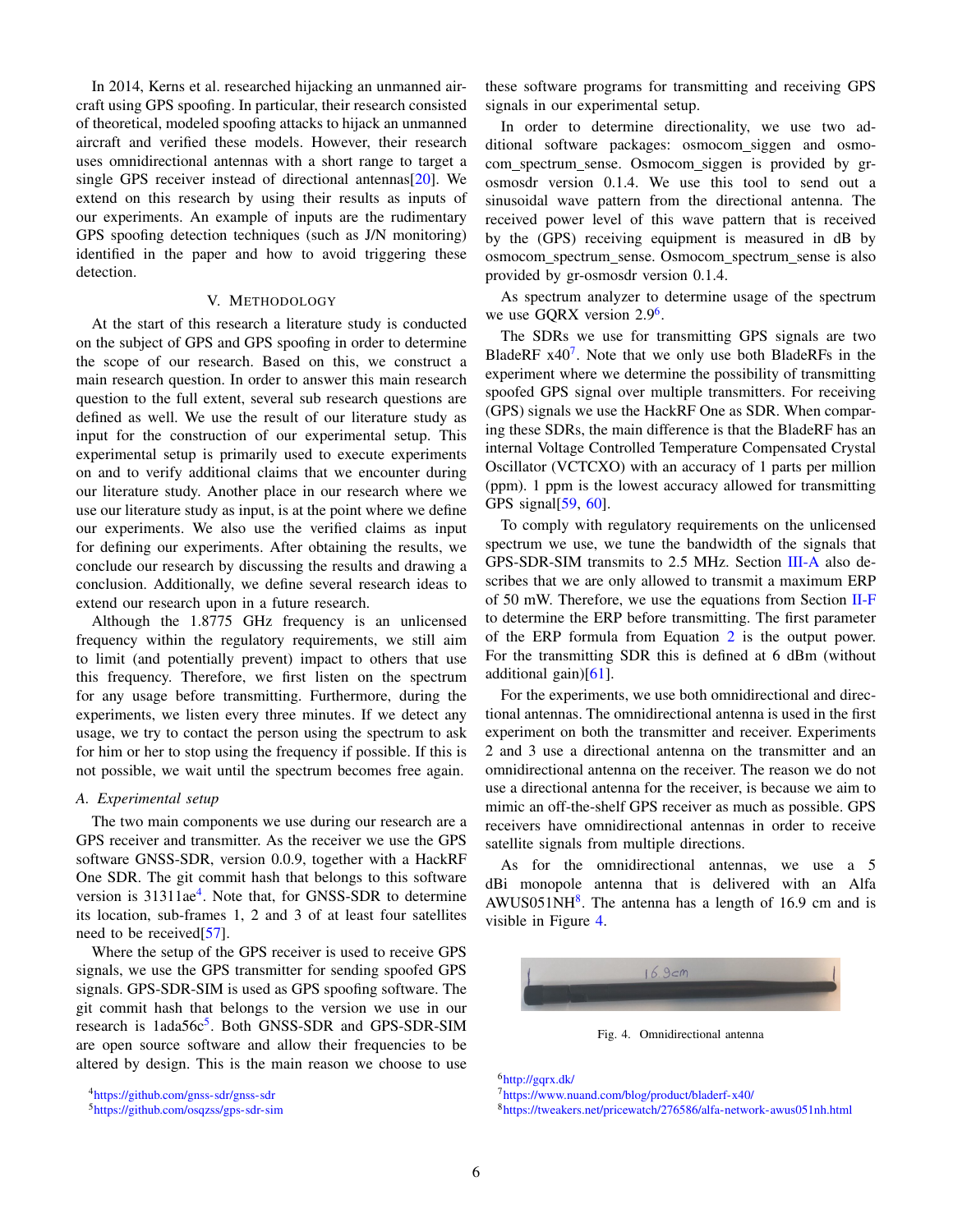In 2014, Kerns et al. researched hijacking an unmanned aircraft using GPS spoofing. In particular, their research consisted of theoretical, modeled spoofing attacks to hijack an unmanned aircraft and verified these models. However, their research uses omnidirectional antennas with a short range to target a single GPS receiver instead of directional antennas[20]. We extend on this research by using their results as inputs of our experiments. An example of inputs are the rudimentary GPS spoofing detection techniques (such as J/N monitoring) identified in the paper and how to avoid triggering these detection.

## V. Methodology

At the start of this research a literature study is conducted on the subject of GPS and GPS spoofing in order to determine the scope of our research. Based on this, we construct a main research question. In order to answer this main research question to the full extent, several sub research questions are defined as well. We use the result of our literature study as input for the construction of our experimental setup. This experimental setup is primarily used to execute experiments on and to verify additional claims that we encounter during our literature study. Another place in our research where we use our literature study as input, is at the point where we define our experiments. We also use the verified claims as input for defining our experiments. After obtaining the results, we conclude our research by discussing the results and drawing a conclusion. Additionally, we define several research ideas to extend our research upon in a future research.

Although the 1.8775 GHz frequency is an unlicensed frequency within the regulatory requirements, we still aim to limit (and potentially prevent) impact to others that use this frequency. Therefore, we first listen on the spectrum for any usage before transmitting. Furthermore, during the experiments, we listen every three minutes. If we detect any usage, we try to contact the person using the spectrum to ask for him or her to stop using the frequency if possible. If this is not possible, we wait until the spectrum becomes free again.

### A. Experimental setup

The two main components we use during our research are a GPS receiver and transmitter. As the receiver we use the GPS software GNSS-SDR, version 0.0.9, together with a HackRF One SDR. The git commit hash that belongs to this software version is 31311ae[4]. Note that, for GNSS-SDR to determine its location, sub-frames 1, 2 and 3 of at least four satellites need to be received[57].

Where the setup of the GPS receiver is used to receive GPS signals, we use the GPS transmitter for sending spoofed GPS signals. GPS-SDR-SIM is used as GPS spoofing software. The git commit hash that belongs to the version we use in our research is 1ada56c[5]. Both GNSS-SDR and GPS-SDR-SIM are open source software and allow their frequencies to be altered by design. This is the main reason we choose to use these software programs for transmitting and receiving GPS signals in our experimental setup.

In order to determine directionality, we use two additional software packages: osmocom_siggen and osmocom_spectrum_sense. Osmocom_siggen is provided by gr-osmosdr version 0.1.4. We use this tool to send out a sinusoidal wave pattern from the directional antenna. The received power level of this wave pattern that is received by the (GPS) receiving equipment is measured in dB by osmocom_spectrum_sense. Osmocom_spectrum_sense is also provided by gr-osmosdr version 0.1.4.

As spectrum analyzer to determine usage of the spectrum we use GQRX version 2.9[6].

The SDRs we use for transmitting GPS signals are two BladeRF x40[7]. Note that we only use both BladeRFs in the experiment where we determine the possibility of transmitting spoofed GPS signal over multiple transmitters. For receiving (GPS) signals we use the HackRF One as SDR. When comparing these SDRs, the main difference is that the BladeRF has an internal Voltage Controlled Temperature Compensated Crystal Oscillator (VCTCXO) with an accuracy of 1 parts per million (ppm). 1 ppm is the lowest accuracy allowed for transmitting GPS signal[59, 60].

To comply with regulatory requirements on the unlicensed spectrum we use, we tune the bandwidth of the signals that GPS-SDR-SIM transmits to 2.5 MHz. Section III-A also describes that we are only allowed to transmit a maximum ERP of 50 mW. Therefore, we use the equations from Section II-F to determine the ERP before transmitting. The first parameter of the ERP formula from Equation 2 is the output power. For the transmitting SDR this is defined at 6 dBm (without additional gain)[61].

For the experiments, we use both omnidirectional and directional antennas. The omnidirectional antenna is used in the first experiment on both the transmitter and receiver. Experiments 2 and 3 use a directional antenna on the transmitter and an omnidirectional antenna on the receiver. The reason we do not use a directional antenna for the receiver, is because we aim to mimic an off-the-shelf GPS receiver as much as possible. GPS receivers have omnidirectional antennas in order to receive satellite signals from multiple directions.

As for the omnidirectional antennas, we use a 5 dBi monopole antenna that is delivered with an Alfa AWUS051NH[8]. The antenna has a length of 16.9 cm and is visible in Figure 4.

Fig. 4. Omnidirectional antenna

[4] https://github.com/gnss-sdr/gnss-sdr

[5] https://github.com/osqzss/gps-sdr-sim

[6] http://gqrx.dk/

[7] https://www.nuand.com/blog/product/bladerf-x40/

[8] https://tweakers.net/pricewatch/276586/alfa-network-awus051nh.html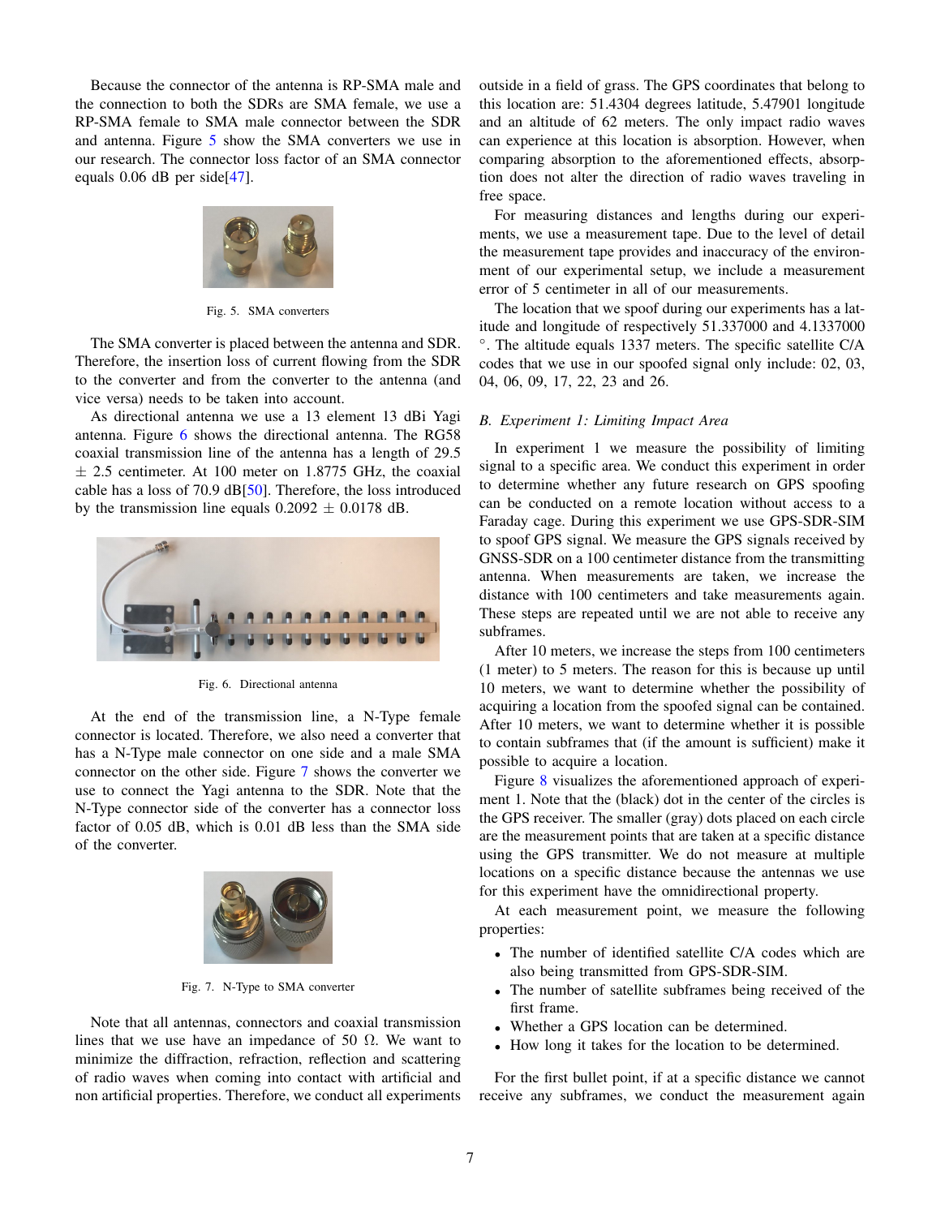Because the connector of the antenna is RP-SMA male and the connection to both the SDRs are SMA female, we use a RP-SMA female to SMA male connector between the SDR and antenna. Figure 5 show the SMA converters we use in our research. The connector loss factor of an SMA connector equals 0.06 dB per side[47].

Fig. 5. SMA converters

The SMA converter is placed between the antenna and SDR. Therefore, the insertion loss of current flowing from the SDR to the converter and from the converter to the antenna (and vice versa) needs to be taken into account.

As directional antenna we use a 13 element 13 dBi Yagi antenna. Figure 6 shows the directional antenna. The RG58 coaxial transmission line of the antenna has a length of 29.5 $\pm$ 2.5 centimeter. At 100 meter on 1.8775 GHz, the coaxial cable has a loss of 70.9 dB[50]. Therefore, the loss introduced by the transmission line equals 0.2092 $\pm$ 0.0178 dB.

Fig. 6. Directional antenna

At the end of the transmission line, a N-Type female connector is located. Therefore, we also need a converter that has a N-Type male connector on one side and a male SMA connector on the other side. Figure 7 shows the converter we use to connect the Yagi antenna to the SDR. Note that the N-Type connector side of the converter has a connector loss factor of 0.05 dB, which is 0.01 dB less than the SMA side of the converter.

Fig. 7. N-Type to SMA converter

Note that all antennas, connectors and coaxial transmission lines that we use have an impedance of 50 $\Omega$. We want to minimize the diffraction, refraction, reflection and scattering of radio waves when coming into contact with artificial and non artificial properties. Therefore, we conduct all experiments outside in a field of grass. The GPS coordinates that belong to this location are: 51.4304 degrees latitude, 5.47901 longitude and an altitude of 62 meters. The only impact radio waves can experience at this location is absorption. However, when comparing absorption to the aforementioned effects, absorption does not alter the direction of radio waves traveling in free space.

For measuring distances and lengths during our experiments, we use a measurement tape. Due to the level of detail the measurement tape provides and inaccuracy of the environment of our experimental setup, we include a measurement error of 5 centimeter in all of our measurements.

The location that we spoof during our experiments has a latitude and longitude of respectively 51.337000 and 4.1337000 °. The altitude equals 1337 meters. The specific satellite C/A codes that we use in our spoofed signal only include: 02, 03, 04, 06, 09, 17, 22, 23 and 26.

### *B. Experiment 1: Limiting Impact Area*

In experiment 1 we measure the possibility of limiting signal to a specific area. We conduct this experiment in order to determine whether any future research on GPS spoofing can be conducted on a remote location without access to a Faraday cage. During this experiment we use GPS-SDR-SIM to spoof GPS signal. We measure the GPS signals received by GNSS-SDR on a 100 centimeter distance from the transmitting antenna. When measurements are taken, we increase the distance with 100 centimeters and take measurements again. These steps are repeated until we are not able to receive any subframes.

After 10 meters, we increase the steps from 100 centimeters (1 meter) to 5 meters. The reason for this is because up until 10 meters, we want to determine whether the possibility of acquiring a location from the spoofed signal can be contained. After 10 meters, we want to determine whether it is possible to contain subframes that (if the amount is sufficient) make it possible to acquire a location.

Figure 8 visualizes the aforementioned approach of experiment 1. Note that the (black) dot in the center of the circles is the GPS receiver. The smaller (gray) dots placed on each circle are the measurement points that are taken at a specific distance using the GPS transmitter. We do not measure at multiple locations on a specific distance because the antennas we use for this experiment have the omnidirectional property.

At each measurement point, we measure the following properties:

- The number of identified satellite C/A codes which are also being transmitted from GPS-SDR-SIM.
- The number of satellite subframes being received of the first frame.
- Whether a GPS location can be determined.
- How long it takes for the location to be determined.

For the first bullet point, if at a specific distance we cannot receive any subframes, we conduct the measurement again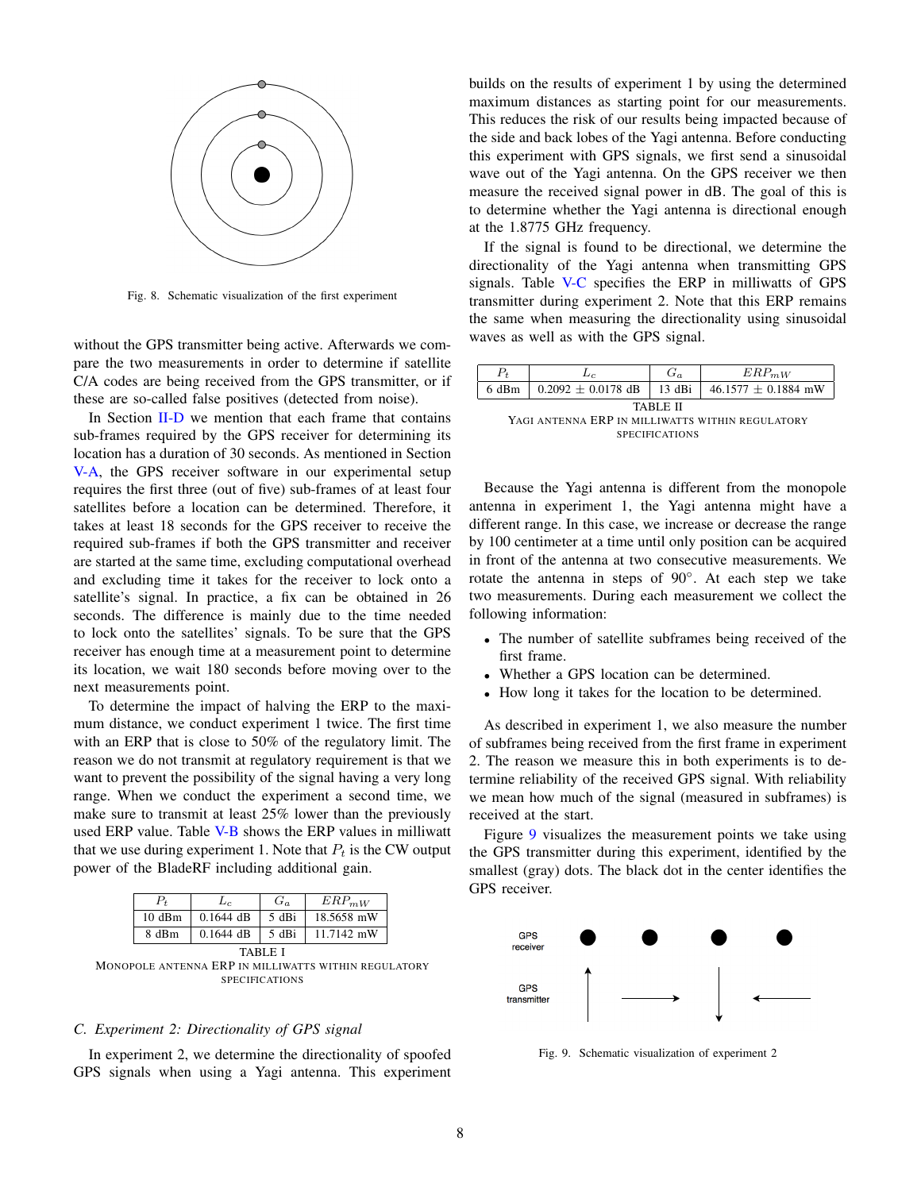Fig. 8. Schematic visualization of the first experiment

without the GPS transmitter being active. Afterwards we compare the two measurements in order to determine if satellite C/A codes are being received from the GPS transmitter, or if these are so-called false positives (detected from noise).

In Section II-D we mention that each frame that contains sub-frames required by the GPS receiver for determining its location has a duration of 30 seconds. As mentioned in Section V-A, the GPS receiver software in our experimental setup requires the first three (out of five) sub-frames of at least four satellites before a location can be determined. Therefore, it takes at least 18 seconds for the GPS receiver to receive the required sub-frames if both the GPS transmitter and receiver are started at the same time, excluding computational overhead and excluding time it takes for the receiver to lock onto a satellite's signal. In practice, a fix can be obtained in 26 seconds. The difference is mainly due to the time needed to lock onto the satellites' signals. To be sure that the GPS receiver has enough time at a measurement point to determine its location, we wait 180 seconds before moving over to the next measurements point.

To determine the impact of halving the ERP to the maximum distance, we conduct experiment 1 twice. The first time with an ERP that is close to 50% of the regulatory limit. The reason we do not transmit at regulatory requirement is that we want to prevent the possibility of the signal having a very long range. When we conduct the experiment a second time, we make sure to transmit at least 25% lower than the previously used ERP value. Table V-B shows the ERP values in milliwatt that we use during experiment 1. Note that $P_t$ is the CW output power of the BladeRF including additional gain.

| $P_t$ | $L_c$ | $G_a$ | $ERP_{mW}$ |
|---|---|---|---|
| 10 dBm | 0.1644 dB | 5 dBi | 18.5658 mW |
| 8 dBm | 0.1644 dB | 5 dBi | 11.7142 mW |

TABLE I
MONOPOLE ANTENNA ERP IN MILLIWATTS WITHIN REGULATORY SPECIFICATIONS

### C. Experiment 2: Directionality of GPS signal

In experiment 2, we determine the directionality of spoofed GPS signals when using a Yagi antenna. This experiment builds on the results of experiment 1 by using the determined maximum distances as starting point for our measurements. This reduces the risk of our results being impacted because of the side and back lobes of the Yagi antenna. Before conducting this experiment with GPS signals, we first send a sinusoidal wave out of the Yagi antenna. On the GPS receiver we then measure the received signal power in dB. The goal of this is to determine whether the Yagi antenna is directional enough at the 1.8775 GHz frequency.

If the signal is found to be directional, we determine the directionality of the Yagi antenna when transmitting GPS signals. Table V-C specifies the ERP in milliwatts of GPS transmitter during experiment 2. Note that this ERP remains the same when measuring the directionality using sinusoidal waves as well as with the GPS signal.

| $P_t$ | $L_c$ | $G_a$ | $ERP_{mW}$ |
|---|---|---|---|
| 6 dBm | 0.2092 ± 0.0178 dB | 13 dBi | 46.1577 ± 0.1884 mW |

TABLE II
YAGI ANTENNA ERP IN MILLIWATTS WITHIN REGULATORY SPECIFICATIONS

Because the Yagi antenna is different from the monopole antenna in experiment 1, the Yagi antenna might have a different range. In this case, we increase or decrease the range by 100 centimeter at a time until only position can be acquired in front of the antenna at two consecutive measurements. We rotate the antenna in steps of 90°. At each step we take two measurements. During each measurement we collect the following information:

- The number of satellite subframes being received of the first frame.
- Whether a GPS location can be determined.
- How long it takes for the location to be determined.

As described in experiment 1, we also measure the number of subframes being received from the first frame in experiment 2. The reason we measure this in both experiments is to determine reliability of the received GPS signal. With reliability we mean how much of the signal (measured in subframes) is received at the start.

Figure 9 visualizes the measurement points we take using the GPS transmitter during this experiment, identified by the smallest (gray) dots. The black dot in the center identifies the GPS receiver.

Fig. 9. Schematic visualization of experiment 2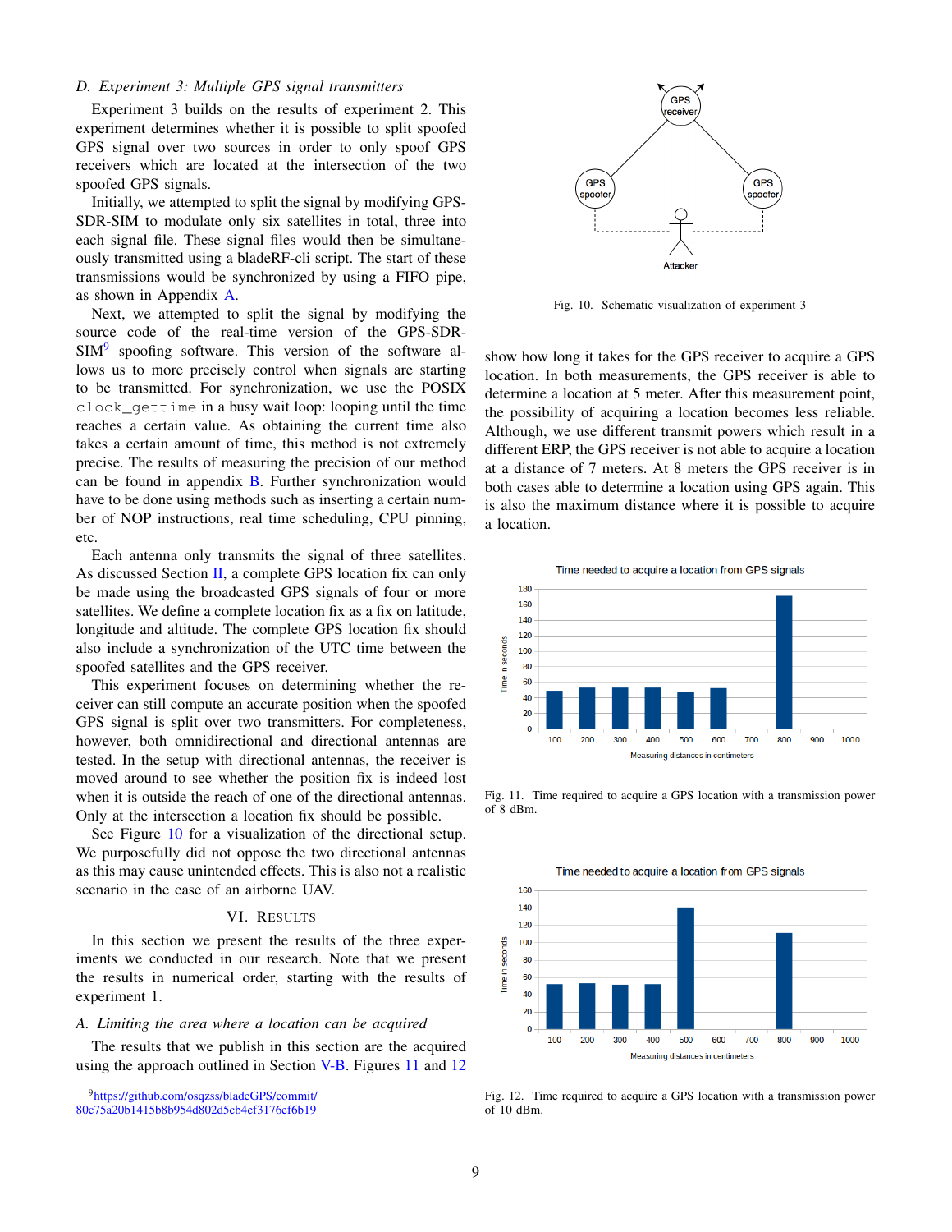### D. Experiment 3: Multiple GPS signal transmitters

Experiment 3 builds on the results of experiment 2. This experiment determines whether it is possible to split spoofed GPS signal over two sources in order to only spoof GPS receivers which are located at the intersection of the two spoofed GPS signals.

Initially, we attempted to split the signal by modifying GPS-SDR-SIM to modulate only six satellites in total, three into each signal file. These signal files would then be simultaneously transmitted using a bladeRF-cli script. The start of these transmissions would be synchronized by using a FIFO pipe, as shown in Appendix A.

Next, we attempted to split the signal by modifying the source code of the real-time version of the GPS-SDR-SIM[9] spoofing software. This version of the software allows us to more precisely control when signals are starting to be transmitted. For synchronization, we use the POSIX `clock_gettime` in a busy wait loop: looping until the time reaches a certain value. As obtaining the current time also takes a certain amount of time, this method is not extremely precise. The results of measuring the precision of our method can be found in appendix B. Further synchronization would have to be done using methods such as inserting a certain number of NOP instructions, real time scheduling, CPU pinning, etc.

Each antenna only transmits the signal of three satellites. As discussed Section II, a complete GPS location fix can only be made using the broadcasted GPS signals of four or more satellites. We define a complete location fix as a fix on latitude, longitude and altitude. The complete GPS location fix should also include a synchronization of the UTC time between the spoofed satellites and the GPS receiver.

This experiment focuses on determining whether the receiver can still compute an accurate position when the spoofed GPS signal is split over two transmitters. For completeness, however, both omnidirectional and directional antennas are tested. In the setup with directional antennas, the receiver is moved around to see whether the position fix is indeed lost when it is outside the reach of one of the directional antennas. Only at the intersection a location fix should be possible.

See Figure 10 for a visualization of the directional setup. We purposefully did not oppose the two directional antennas as this may cause unintended effects. This is also not a realistic scenario in the case of an airborne UAV.

Fig. 10. Schematic visualization of experiment 3

## VI. Results

In this section we present the results of the three experiments we conducted in our research. Note that we present the results in numerical order, starting with the results of experiment 1.

### A. Limiting the area where a location can be acquired

The results that we publish in this section are the acquired using the approach outlined in Section V-B. Figures 11 and 12 show how long it takes for the GPS receiver to acquire a GPS location. In both measurements, the GPS receiver is able to determine a location at 5 meter. After this measurement point, the possibility of acquiring a location becomes less reliable. Although, we use different transmit powers which result in a different ERP, the GPS receiver is not able to acquire a location at a distance of 7 meters. At 8 meters the GPS receiver is in both cases able to determine a location using GPS again. This is also the maximum distance where it is possible to acquire a location.

Fig. 11. Time required to acquire a GPS location with a transmission power of 8 dBm.

Fig. 12. Time required to acquire a GPS location with a transmission power of 10 dBm.

[9] https://github.com/osqzss/bladeGPS/commit/80c75a20b1415b8b954d802d5cb4ef3176ef6b19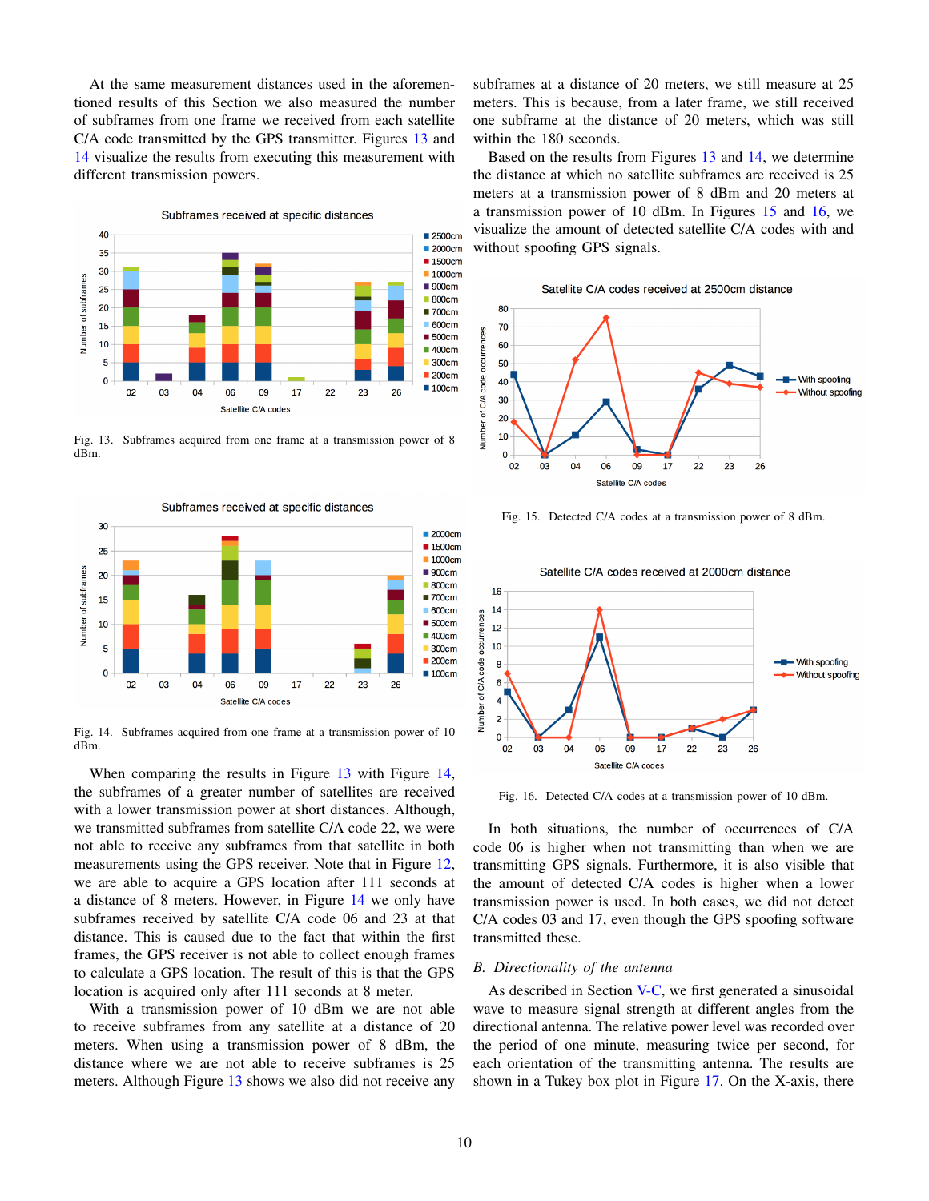At the same measurement distances used in the aforementioned results of this Section we also measured the number of subframes from one frame we received from each satellite C/A code transmitted by the GPS transmitter. Figures 13 and 14 visualize the results from executing this measurement with different transmission powers.

Fig. 13. Subframes acquired from one frame at a transmission power of 8 dBm.

Fig. 14. Subframes acquired from one frame at a transmission power of 10 dBm.

When comparing the results in Figure 13 with Figure 14, the subframes of a greater number of satellites are received with a lower transmission power at short distances. Although, we transmitted subframes from satellite C/A code 22, we were not able to receive any subframes from that satellite in both measurements using the GPS receiver. Note that in Figure 12, we are able to acquire a GPS location after 111 seconds at a distance of 8 meters. However, in Figure 14 we only have subframes received by satellite C/A code 06 and 23 at that distance. This is caused due to the fact that within the first frames, the GPS receiver is not able to collect enough frames to calculate a GPS location. The result of this is that the GPS location is acquired only after 111 seconds at 8 meter.

With a transmission power of 10 dBm we are not able to receive subframes from any satellite at a distance of 20 meters. When using a transmission power of 8 dBm, the distance where we are not able to receive subframes is 25 meters. Although Figure 13 shows we also did not receive any subframes at a distance of 20 meters, we still measure at 25 meters. This is because, from a later frame, we still received one subframe at the distance of 20 meters, which was still within the 180 seconds.

Based on the results from Figures 13 and 14, we determine the distance at which no satellite subframes are received is 25 meters at a transmission power of 8 dBm and 20 meters at a transmission power of 10 dBm. In Figures 15 and 16, we visualize the amount of detected satellite C/A codes with and without spoofing GPS signals.

Fig. 15. Detected C/A codes at a transmission power of 8 dBm.

Fig. 16. Detected C/A codes at a transmission power of 10 dBm.

In both situations, the number of occurrences of C/A code 06 is higher when not transmitting than when we are transmitting GPS signals. Furthermore, it is also visible that the amount of detected C/A codes is higher when a lower transmission power is used. In both cases, we did not detect C/A codes 03 and 17, even though the GPS spoofing software transmitted these.

## *B. Directionality of the antenna*

As described in Section V-C, we first generated a sinusoidal wave to measure signal strength at different angles from the directional antenna. The relative power level was recorded over the period of one minute, measuring twice per second, for each orientation of the transmitting antenna. The results are shown in a Tukey box plot in Figure 17. On the X-axis, there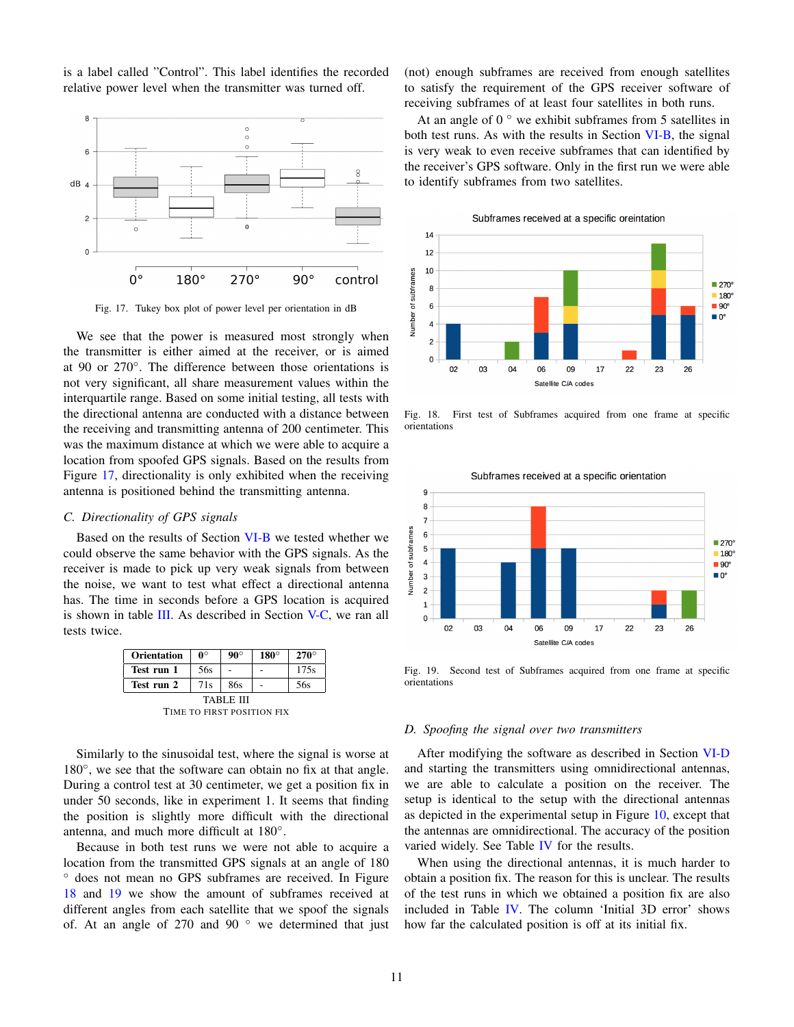is a label called "Control". This label identifies the recorded relative power level when the transmitter was turned off.

Fig. 17. Tukey box plot of power level per orientation in dB

We see that the power is measured most strongly when the transmitter is either aimed at the receiver, or is aimed at 90 or 270°. The difference between those orientations is not very significant, all share measurement values within the interquartile range. Based on some initial testing, all tests with the directional antenna are conducted with a distance between the receiving and transmitting antenna of 200 centimeter. This was the maximum distance at which we were able to acquire a location from spoofed GPS signals. Based on the results from Figure 17, directionality is only exhibited when the receiving antenna is positioned behind the transmitting antenna.

### C. Directionality of GPS signals

Based on the results of Section VI-B we tested whether we could observe the same behavior with the GPS signals. As the receiver is made to pick up very weak signals from between the noise, we want to test what effect a directional antenna has. The time in seconds before a GPS location is acquired is shown in table III. As described in Section V-C, we ran all tests twice.

| Orientation | 0° | 90° | 180° | 270° |
|---|---|---|---|---|
| **Test run 1** | 56s | - | - | 175s |
| **Test run 2** | 71s | 86s | - | 56s |

TABLE III
TIME TO FIRST POSITION FIX

Similarly to the sinusoidal test, where the signal is worse at 180°, we see that the software can obtain no fix at that angle. During a control test at 30 centimeter, we get a position fix in under 50 seconds, like in experiment 1. It seems that finding the position is slightly more difficult with the directional antenna, and much more difficult at 180°.

Because in both test runs we were not able to acquire a location from the transmitted GPS signals at an angle of 180 ° does not mean no GPS subframes are received. In Figure 18 and 19 we show the amount of subframes received at different angles from each satellite that we spoof the signals of. At an angle of 270 and 90 ° we determined that just (not) enough subframes are received from enough satellites to satisfy the requirement of the GPS receiver software of receiving subframes of at least four satellites in both runs.

At an angle of 0 ° we exhibit subframes from 5 satellites in both test runs. As with the results in Section VI-B, the signal is very weak to even receive subframes that can identified by the receiver's GPS software. Only in the first run we were able to identify subframes from two satellites.

Fig. 18. First test of Subframes acquired from one frame at specific orientations

Fig. 19. Second test of Subframes acquired from one frame at specific orientations

### D. Spoofing the signal over two transmitters

After modifying the software as described in Section VI-D and starting the transmitters using omnidirectional antennas, we are able to calculate a position on the receiver. The setup is identical to the setup with the directional antennas as depicted in the experimental setup in Figure 10, except that the antennas are omnidirectional. The accuracy of the position varied widely. See Table IV for the results.

When using the directional antennas, it is much harder to obtain a position fix. The reason for this is unclear. The results of the test runs in which we obtained a position fix are also included in Table IV. The column 'Initial 3D error' shows how far the calculated position is off at its initial fix.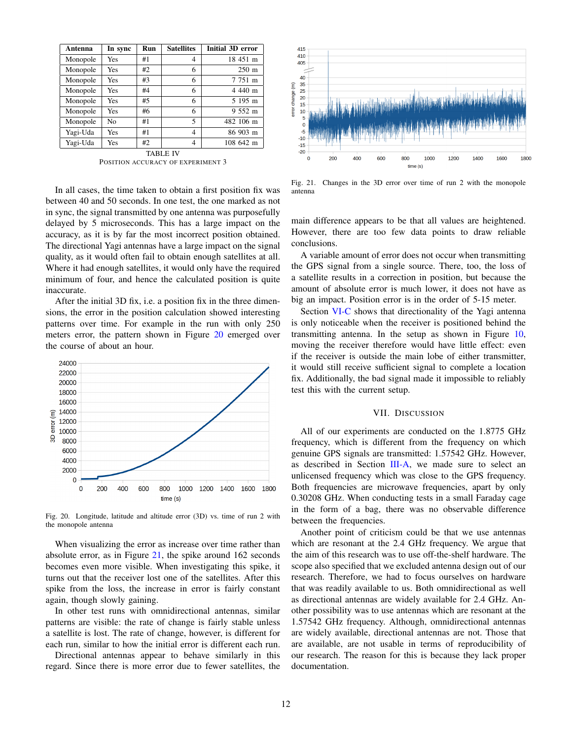| Antenna | In sync | Run | Satellites | Initial 3D error |
|---|---|---|---|---|
| Monopole | Yes | #1 | 4 | 18 451 m |
| Monopole | Yes | #2 | 6 | 250 m |
| Monopole | Yes | #3 | 6 | 7 751 m |
| Monopole | Yes | #4 | 6 | 4 440 m |
| Monopole | Yes | #5 | 6 | 5 195 m |
| Monopole | Yes | #6 | 6 | 9 552 m |
| Monopole | No | #1 | 5 | 482 106 m |
| Yagi-Uda | Yes | #1 | 4 | 86 903 m |
| Yagi-Uda | Yes | #2 | 4 | 108 642 m |

TABLE IV
POSITION ACCURACY OF EXPERIMENT 3

In all cases, the time taken to obtain a first position fix was between 40 and 50 seconds. In one test, the one marked as not in sync, the signal transmitted by one antenna was purposefully delayed by 5 microseconds. This has a large impact on the accuracy, as it is by far the most incorrect position obtained. The directional Yagi antennas have a large impact on the signal quality, as it would often fail to obtain enough satellites at all. Where it had enough satellites, it would only have the required minimum of four, and hence the calculated position is quite inaccurate.

After the initial 3D fix, i.e. a position fix in the three dimensions, the error in the position calculation showed interesting patterns over time. For example in the run with only 250 meters error, the pattern shown in Figure 20 emerged over the course of about an hour.

Fig. 20. Longitude, latitude and altitude error (3D) vs. time of run 2 with the monopole antenna

When visualizing the error as increase over time rather than absolute error, as in Figure 21, the spike around 162 seconds becomes even more visible. When investigating this spike, it turns out that the receiver lost one of the satellites. After this spike from the loss, the increase in error is fairly constant again, though slowly gaining.

In other test runs with omnidirectional antennas, similar patterns are visible: the rate of change is fairly stable unless a satellite is lost. The rate of change, however, is different for each run, similar to how the initial error is different each run.

Directional antennas appear to behave similarly in this regard. Since there is more error due to fewer satellites, the main difference appears to be that all values are heightened. However, there are too few data points to draw reliable conclusions.

Fig. 21. Changes in the 3D error over time of run 2 with the monopole antenna

A variable amount of error does not occur when transmitting the GPS signal from a single source. There, too, the loss of a satellite results in a correction in position, but because the amount of absolute error is much lower, it does not have as big an impact. Position error is in the order of 5-15 meter.

Section VI-C shows that directionality of the Yagi antenna is only noticeable when the receiver is positioned behind the transmitting antenna. In the setup as shown in Figure 10, moving the receiver therefore would have little effect: even if the receiver is outside the main lobe of either transmitter, it would still receive sufficient signal to complete a location fix. Additionally, the bad signal made it impossible to reliably test this with the current setup.

## VII. DISCUSSION

All of our experiments are conducted on the 1.8775 GHz frequency, which is different from the frequency on which genuine GPS signals are transmitted: 1.57542 GHz. However, as described in Section III-A, we made sure to select an unlicensed frequency which was close to the GPS frequency. Both frequencies are microwave frequencies, apart by only 0.30208 GHz. When conducting tests in a small Faraday cage in the form of a bag, there was no observable difference between the frequencies.

Another point of criticism could be that we use antennas which are resonant at the 2.4 GHz frequency. We argue that the aim of this research was to use off-the-shelf hardware. The scope also specified that we excluded antenna design out of our research. Therefore, we had to focus ourselves on hardware that was readily available to us. Both omnidirectional as well as directional antennas are widely available for 2.4 GHz. Another possibility was to use antennas which are resonant at the 1.57542 GHz frequency. Although, omnidirectional antennas are widely available, directional antennas are not. Those that are available, are not usable in terms of reproducibility of our research. The reason for this is because they lack proper documentation.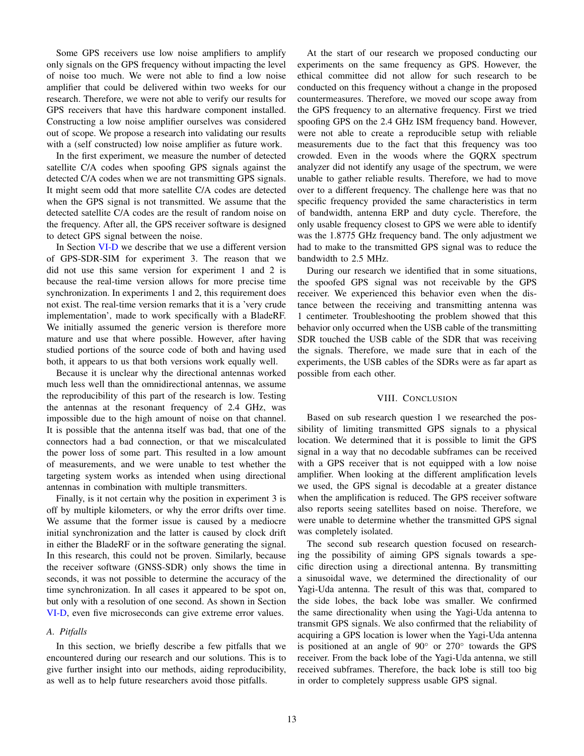Some GPS receivers use low noise amplifiers to amplify only signals on the GPS frequency without impacting the level of noise too much. We were not able to find a low noise amplifier that could be delivered within two weeks for our research. Therefore, we were not able to verify our results for GPS receivers that have this hardware component installed. Constructing a low noise amplifier ourselves was considered out of scope. We propose a research into validating our results with a (self constructed) low noise amplifier as future work.

In the first experiment, we measure the number of detected satellite C/A codes when spoofing GPS signals against the detected C/A codes when we are not transmitting GPS signals. It might seem odd that more satellite C/A codes are detected when the GPS signal is not transmitted. We assume that the detected satellite C/A codes are the result of random noise on the frequency. After all, the GPS receiver software is designed to detect GPS signal between the noise.

In Section VI-D we describe that we use a different version of GPS-SDR-SIM for experiment 3. The reason that we did not use this same version for experiment 1 and 2 is because the real-time version allows for more precise time synchronization. In experiments 1 and 2, this requirement does not exist. The real-time version remarks that it is a 'very crude implementation', made to work specifically with a BladeRF. We initially assumed the generic version is therefore more mature and use that where possible. However, after having studied portions of the source code of both and having used both, it appears to us that both versions work equally well.

Because it is unclear why the directional antennas worked much less well than the omnidirectional antennas, we assume the reproducibility of this part of the research is low. Testing the antennas at the resonant frequency of 2.4 GHz, was impossible due to the high amount of noise on that channel. It is possible that the antenna itself was bad, that one of the connectors had a bad connection, or that we miscalculated the power loss of some part. This resulted in a low amount of measurements, and we were unable to test whether the targeting system works as intended when using directional antennas in combination with multiple transmitters.

Finally, is it not certain why the position in experiment 3 is off by multiple kilometers, or why the error drifts over time. We assume that the former issue is caused by a mediocre initial synchronization and the latter is caused by clock drift in either the BladeRF or in the software generating the signal. In this research, this could not be proven. Similarly, because the receiver software (GNSS-SDR) only shows the time in seconds, it was not possible to determine the accuracy of the time synchronization. In all cases it appeared to be spot on, but only with a resolution of one second. As shown in Section VI-D, even five microseconds can give extreme error values.

### A. Pitfalls

In this section, we briefly describe a few pitfalls that we encountered during our research and our solutions. This is to give further insight into our methods, aiding reproducibility, as well as to help future researchers avoid those pitfalls.

At the start of our research we proposed conducting our experiments on the same frequency as GPS. However, the ethical committee did not allow for such research to be conducted on this frequency without a change in the proposed countermeasures. Therefore, we moved our scope away from the GPS frequency to an alternative frequency. First we tried spoofing GPS on the 2.4 GHz ISM frequency band. However, were not able to create a reproducible setup with reliable measurements due to the fact that this frequency was too crowded. Even in the woods where the GQRX spectrum analyzer did not identify any usage of the spectrum, we were unable to gather reliable results. Therefore, we had to move over to a different frequency. The challenge here was that no specific frequency provided the same characteristics in term of bandwidth, antenna ERP and duty cycle. Therefore, the only usable frequency closest to GPS we were able to identify was the 1.8775 GHz frequency band. The only adjustment we had to make to the transmitted GPS signal was to reduce the bandwidth to 2.5 MHz.

During our research we identified that in some situations, the spoofed GPS signal was not receivable by the GPS receiver. We experienced this behavior even when the distance between the receiving and transmitting antenna was 1 centimeter. Troubleshooting the problem showed that this behavior only occurred when the USB cable of the transmitting SDR touched the USB cable of the SDR that was receiving the signals. Therefore, we made sure that in each of the experiments, the USB cables of the SDRs were as far apart as possible from each other.

## VIII. Conclusion

Based on sub research question 1 we researched the possibility of limiting transmitted GPS signals to a physical location. We determined that it is possible to limit the GPS signal in a way that no decodable subframes can be received with a GPS receiver that is not equipped with a low noise amplifier. When looking at the different amplification levels we used, the GPS signal is decodable at a greater distance when the amplification is reduced. The GPS receiver software also reports seeing satellites based on noise. Therefore, we were unable to determine whether the transmitted GPS signal was completely isolated.

The second sub research question focused on researching the possibility of aiming GPS signals towards a specific direction using a directional antenna. By transmitting a sinusoidal wave, we determined the directionality of our Yagi-Uda antenna. The result of this was that, compared to the side lobes, the back lobe was smaller. We confirmed the same directionality when using the Yagi-Uda antenna to transmit GPS signals. We also confirmed that the reliability of acquiring a GPS location is lower when the Yagi-Uda antenna is positioned at an angle of $90^\circ$ or $270^\circ$ towards the GPS receiver. From the back lobe of the Yagi-Uda antenna, we still received subframes. Therefore, the back lobe is still too big in order to completely suppress usable GPS signal.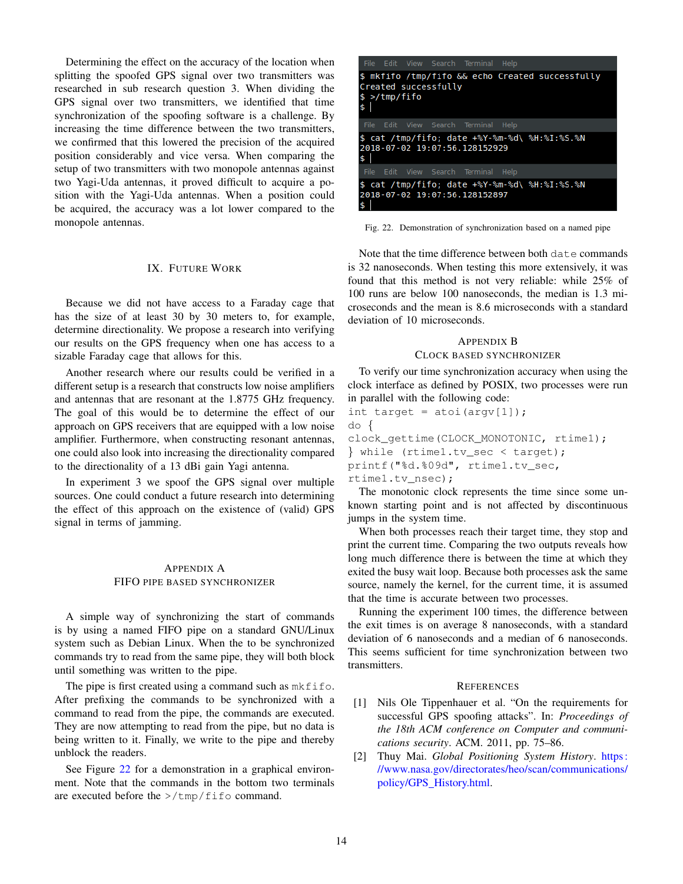Determining the effect on the accuracy of the location when splitting the spoofed GPS signal over two transmitters was researched in sub research question 3. When dividing the GPS signal over two transmitters, we identified that time synchronization of the spoofing software is a challenge. By increasing the time difference between the two transmitters, we confirmed that this lowered the precision of the acquired position considerably and vice versa. When comparing the setup of two transmitters with two monopole antennas against two Yagi-Uda antennas, it proved difficult to acquire a position with the Yagi-Uda antennas. When a position could be acquired, the accuracy was a lot lower compared to the monopole antennas.

## IX. Future Work

Because we did not have access to a Faraday cage that has the size of at least 30 by 30 meters to, for example, determine directionality. We propose a research into verifying our results on the GPS frequency when one has access to a sizable Faraday cage that allows for this.

Another research where our results could be verified in a different setup is a research that constructs low noise amplifiers and antennas that are resonant at the 1.8775 GHz frequency. The goal of this would be to determine the effect of our approach on GPS receivers that are equipped with a low noise amplifier. Furthermore, when constructing resonant antennas, one could also look into increasing the directionality compared to the directionality of a 13 dBi gain Yagi antenna.

In experiment 3 we spoof the GPS signal over multiple sources. One could conduct a future research into determining the effect of this approach on the existence of (valid) GPS signal in terms of jamming.

## Appendix A
## FIFO pipe based synchronizer

A simple way of synchronizing the start of commands is by using a named FIFO pipe on a standard GNU/Linux system such as Debian Linux. When the to be synchronized commands try to read from the same pipe, they will both block until something was written to the pipe.

The pipe is first created using a command such as `mkfifo`. After prefixing the commands to be synchronized with a command to read from the pipe, the commands are executed. They are now attempting to read from the pipe, but no data is being written to it. Finally, we write to the pipe and thereby unblock the readers.

See Figure 22 for a demonstration in a graphical environment. Note that the commands in the bottom two terminals are executed before the `>/tmp/fifo` command.

```
$ mkfifo /tmp/fifo && echo Created successfully
Created successfully
$ >/tmp/fifo
$
```

```
$ cat /tmp/fifo; date +%Y-%m-%d\ %H:%I:%S.%N
2018-07-02 19:07:56.128152929
$
```

```
$ cat /tmp/fifo; date +%Y-%m-%d\ %H:%I:%S.%N
2018-07-02 19:07:56.128152897
$
```

Fig. 22. Demonstration of synchronization based on a named pipe

Note that the time difference between both `date` commands is 32 nanoseconds. When testing this more extensively, it was found that this method is not very reliable: while 25% of 100 runs are below 100 nanoseconds, the median is 1.3 microseconds and the mean is 8.6 microseconds with a standard deviation of 10 microseconds.

## Appendix B
## Clock based synchronizer

To verify our time synchronization accuracy when using the clock interface as defined by POSIX, two processes were run in parallel with the following code:

```
int target = atoi(argv[1]);
do {
clock_gettime(CLOCK_MONOTONIC, rtime1);
} while (rtime1.tv_sec < target);
printf("%d.%09d", rtime1.tv_sec,
rtime1.tv_nsec);
```

The monotonic clock represents the time since some unknown starting point and is not affected by discontinuous jumps in the system time.

When both processes reach their target time, they stop and print the current time. Comparing the two outputs reveals how long much difference there is between the time at which they exited the busy wait loop. Because both processes ask the same source, namely the kernel, for the current time, it is assumed that the time is accurate between two processes.

Running the experiment 100 times, the difference between the exit times is on average 8 nanoseconds, with a standard deviation of 6 nanoseconds and a median of 6 nanoseconds. This seems sufficient for time synchronization between two transmitters.

## References

[1] Nils Ole Tippenhauer et al. "On the requirements for successful GPS spoofing attacks". In: *Proceedings of the 18th ACM conference on Computer and communications security*. ACM. 2011, pp. 75–86.

[2] Thuy Mai. *Global Positioning System History*. https://www.nasa.gov/directorates/heo/scan/communications/policy/GPS_History.html.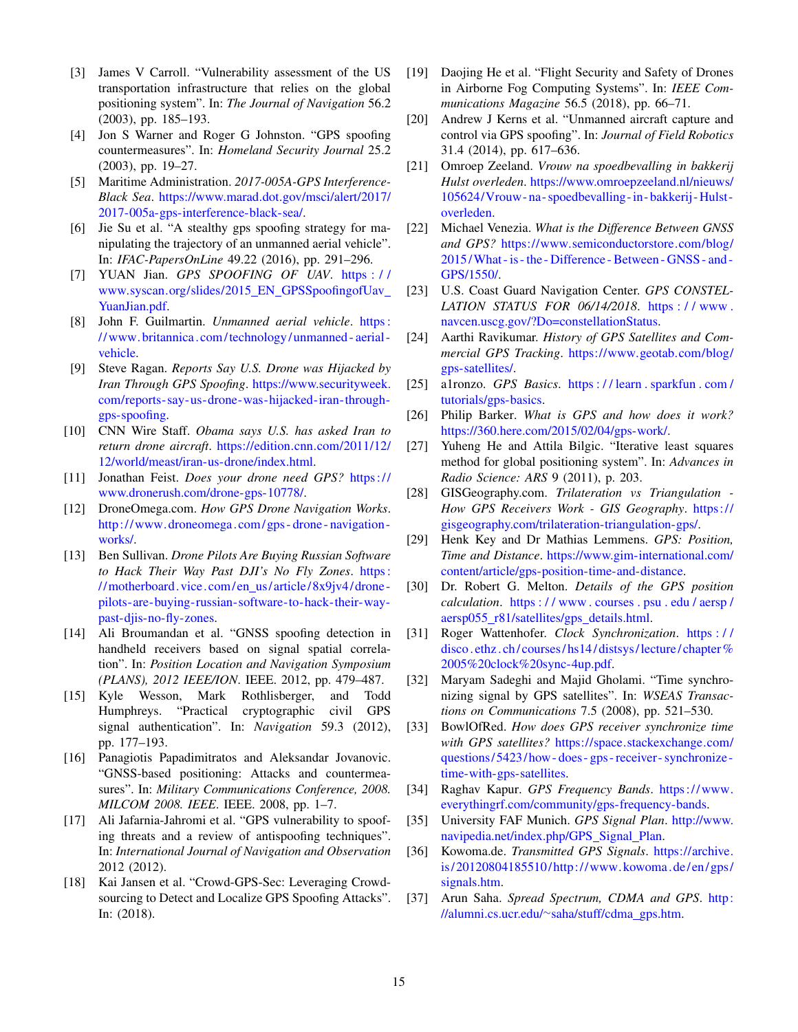[3] James V Carroll. "Vulnerability assessment of the US transportation infrastructure that relies on the global positioning system". In: *The Journal of Navigation* 56.2 (2003), pp. 185–193.

[4] Jon S Warner and Roger G Johnston. "GPS spoofing countermeasures". In: *Homeland Security Journal* 25.2 (2003), pp. 19–27.

[5] Maritime Administration. *2017-005A-GPS Interference-Black Sea*. https://www.marad.dot.gov/msci/alert/2017/2017-005a-gps-interference-black-sea/.

[6] Jie Su et al. "A stealthy gps spoofing strategy for manipulating the trajectory of an unmanned aerial vehicle". In: *IFAC-PapersOnLine* 49.22 (2016), pp. 291–296.

[7] YUAN Jian. *GPS SPOOFING OF UAV*. https://www.syscan.org/slides/2015_EN_GPSSpoofingofUav_YuanJian.pdf.

[8] John F. Guilmartin. *Unmanned aerial vehicle*. https://www.britannica.com/technology/unmanned-aerial-vehicle.

[9] Steve Ragan. *Reports Say U.S. Drone was Hijacked by Iran Through GPS Spoofing*. https://www.securityweek.com/reports-say-us-drone-was-hijacked-iran-through-gps-spoofing.

[10] CNN Wire Staff. *Obama says U.S. has asked Iran to return drone aircraft*. https://edition.cnn.com/2011/12/12/world/meast/iran-us-drone/index.html.

[11] Jonathan Feist. *Does your drone need GPS?* https://www.dronerush.com/drone-gps-10778/.

[12] DroneOmega.com. *How GPS Drone Navigation Works*. http://www.droneomega.com/gps-drone-navigation-works/.

[13] Ben Sullivan. *Drone Pilots Are Buying Russian Software to Hack Their Way Past DJI's No Fly Zones*. https://motherboard.vice.com/en_us/article/8x9jv4/drone-pilots-are-buying-russian-software-to-hack-their-way-past-djis-no-fly-zones.

[14] Ali Broumandan et al. "GNSS spoofing detection in handheld receivers based on signal spatial correlation". In: *Position Location and Navigation Symposium (PLANS), 2012 IEEE/ION*. IEEE. 2012, pp. 479–487.

[15] Kyle Wesson, Mark Rothlisberger, and Todd Humphreys. "Practical cryptographic civil GPS signal authentication". In: *Navigation* 59.3 (2012), pp. 177–193.

[16] Panagiotis Papadimitratos and Aleksandar Jovanovic. "GNSS-based positioning: Attacks and countermeasures". In: *Military Communications Conference, 2008. MILCOM 2008. IEEE*. IEEE. 2008, pp. 1–7.

[17] Ali Jafarnia-Jahromi et al. "GPS vulnerability to spoofing threats and a review of antispoofing techniques". In: *International Journal of Navigation and Observation* 2012 (2012).

[18] Kai Jansen et al. "Crowd-GPS-Sec: Leveraging Crowdsourcing to Detect and Localize GPS Spoofing Attacks". In: (2018).

[19] Daojing He et al. "Flight Security and Safety of Drones in Airborne Fog Computing Systems". In: *IEEE Communications Magazine* 56.5 (2018), pp. 66–71.

[20] Andrew J Kerns et al. "Unmanned aircraft capture and control via GPS spoofing". In: *Journal of Field Robotics* 31.4 (2014), pp. 617–636.

[21] Omroep Zeeland. *Vrouw na spoedbevalling in bakkerij Hulst overleden*. https://www.omroepzeeland.nl/nieuws/105624/Vrouw-na-spoedbevalling-in-bakkerij-Hulst-overleden.

[22] Michael Venezia. *What is the Difference Between GNSS and GPS?* https://www.semiconductorstore.com/blog/2015/What-is-the-Difference-Between-GNSS-and-GPS/1550/.

[23] U.S. Coast Guard Navigation Center. *GPS CONSTELLATION STATUS FOR 06/14/2018*. https://www.navcen.uscg.gov/?Do=constellationStatus.

[24] Aarthi Ravikumar. *History of GPS Satellites and Commercial GPS Tracking*. https://www.geotab.com/blog/gps-satellites/.

[25] a1ronzo. *GPS Basics*. https://learn.sparkfun.com/tutorials/gps-basics.

[26] Philip Barker. *What is GPS and how does it work?* https://360.here.com/2015/02/04/gps-work/.

[27] Yuheng He and Attila Bilgic. "Iterative least squares method for global positioning system". In: *Advances in Radio Science: ARS* 9 (2011), p. 203.

[28] GISGeography.com. *Trilateration vs Triangulation - How GPS Receivers Work - GIS Geography*. https://gisgeography.com/trilateration-triangulation-gps/.

[29] Henk Key and Dr Mathias Lemmens. *GPS: Position, Time and Distance*. https://www.gim-international.com/content/article/gps-position-time-and-distance.

[30] Dr. Robert G. Melton. *Details of the GPS position calculation*. https://www.courses.psu.edu/aersp/aersp055_r81/satellites/gps_details.html.

[31] Roger Wattenhofer. *Clock Synchronization*. https://disco.ethz.ch/courses/hs14/distsys/lecture/chapter%2005%20clock%20sync-4up.pdf.

[32] Maryam Sadeghi and Majid Gholami. "Time synchronizing signal by GPS satellites". In: *WSEAS Transactions on Communications* 7.5 (2008), pp. 521–530.

[33] BowlOfRed. *How does GPS receiver synchronize time with GPS satellites?* https://space.stackexchange.com/questions/5423/how-does-gps-receiver-synchronize-time-with-gps-satellites.

[34] Raghav Kapur. *GPS Frequency Bands*. https://www.everythingrf.com/community/gps-frequency-bands.

[35] University FAF Munich. *GPS Signal Plan*. http://www.navipedia.net/index.php/GPS_Signal_Plan.

[36] Kowoma.de. *Transmitted GPS Signals*. https://archive.is/20120804185510/http://www.kowoma.de/en/gps/signals.htm.

[37] Arun Saha. *Spread Spectrum, CDMA and GPS*. http://alumni.cs.ucr.edu/~saha/stuff/cdma_gps.htm.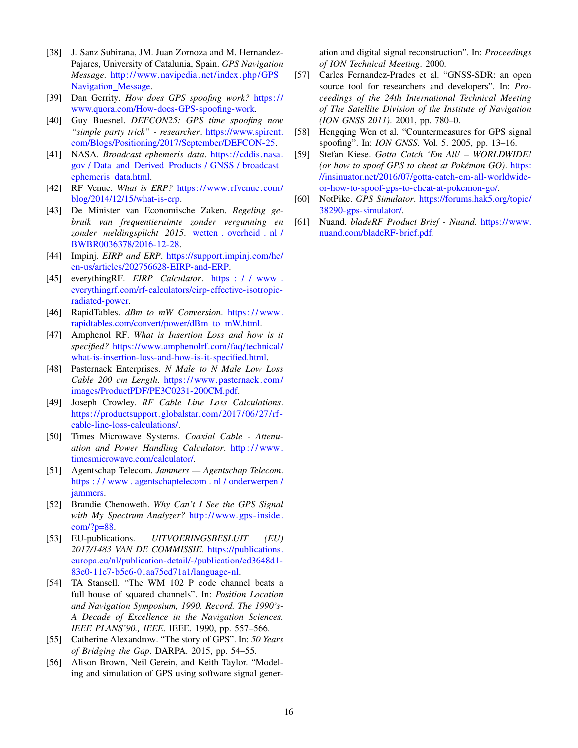- [38] J. Sanz Subirana, JM. Juan Zornoza and M. Hernandez-Pajares, University of Catalunia, Spain. *GPS Navigation Message*. http://www.navipedia.net/index.php/GPS_Navigation_Message.
- [39] Dan Gerrity. *How does GPS spoofing work?* https://www.quora.com/How-does-GPS-spoofing-work.
- [40] Guy Buesnel. *DEFCON25: GPS time spoofing now "simple party trick" - researcher*. https://www.spirent.com/Blogs/Positioning/2017/September/DEFCON-25.
- [41] NASA. *Broadcast ephemeris data*. https://cddis.nasa.gov/Data_and_Derived_Products/GNSS/broadcast_ephemeris_data.html.
- [42] RF Venue. *What is ERP?* https://www.rfvenue.com/blog/2014/12/15/what-is-erp.
- [43] De Minister van Economische Zaken. *Regeling gebruik van frequentieruimte zonder vergunning en zonder meldingsplicht 2015*. wetten.overheid.nl/BWBR0036378/2016-12-28.
- [44] Impinj. *EIRP and ERP*. https://support.impinj.com/hc/en-us/articles/202756628-EIRP-and-ERP.
- [45] everythingRF. *EIRP Calculator*. https://www.everythingrf.com/rf-calculators/eirp-effective-isotropic-radiated-power.
- [46] RapidTables. *dBm to mW Conversion*. https://www.rapidtables.com/convert/power/dBm_to_mW.html.
- [47] Amphenol RF. *What is Insertion Loss and how is it specified?* https://www.amphenolrf.com/faq/technical/what-is-insertion-loss-and-how-is-it-specified.html.
- [48] Pasternack Enterprises. *N Male to N Male Low Loss Cable 200 cm Length*. https://www.pasternack.com/images/ProductPDF/PE3C0231-200CM.pdf.
- [49] Joseph Crowley. *RF Cable Line Loss Calculations*. https://productsupport.globalstar.com/2017/06/27/rf-cable-line-loss-calculations/.
- [50] Times Microwave Systems. *Coaxial Cable - Attenuation and Power Handling Calculator*. http://www.timesmicrowave.com/calculator/.
- [51] Agentschap Telecom. *Jammers — Agentschap Telecom*. https://www.agentschaptelecom.nl/onderwerpen/jammers.
- [52] Brandie Chenoweth. *Why Can't I See the GPS Signal with My Spectrum Analyzer?* http://www.gps-inside.com/?p=88.
- [53] EU-publications. *UITVOERINGSBESLUIT (EU) 2017/1483 VAN DE COMMISSIE*. https://publications.europa.eu/nl/publication-detail/-/publication/ed3648d1-83e0-11e7-b5c6-01aa75ed71a1/language-nl.
- [54] TA Stansell. "The WM 102 P code channel beats a full house of squared channels". In: *Position Location and Navigation Symposium, 1990. Record. The 1990's-A Decade of Excellence in the Navigation Sciences. IEEE PLANS'90., IEEE*. IEEE. 1990, pp. 557–566.
- [55] Catherine Alexandrow. "The story of GPS". In: *50 Years of Bridging the Gap*. DARPA. 2015, pp. 54–55.
- [56] Alison Brown, Neil Gerein, and Keith Taylor. "Modeling and simulation of GPS using software signal generation and digital signal reconstruction". In: *Proceedings of ION Technical Meeting*. 2000.
- [57] Carles Fernandez-Prades et al. "GNSS-SDR: an open source tool for researchers and developers". In: *Proceedings of the 24th International Technical Meeting of The Satellite Division of the Institute of Navigation (ION GNSS 2011)*. 2001, pp. 780–0.
- [58] Hengqing Wen et al. "Countermeasures for GPS signal spoofing". In: *ION GNSS*. Vol. 5. 2005, pp. 13–16.
- [59] Stefan Kiese. *Gotta Catch 'Em All! – WORLDWIDE! (or how to spoof GPS to cheat at Pokémon GO)*. https://insinuator.net/2016/07/gotta-catch-em-all-worldwide-or-how-to-spoof-gps-to-cheat-at-pokemon-go/.
- [60] NotPike. *GPS Simulator*. https://forums.hak5.org/topic/38290-gps-simulator/.
- [61] Nuand. *bladeRF Product Brief - Nuand*. https://www.nuand.com/bladeRF-brief.pdf.